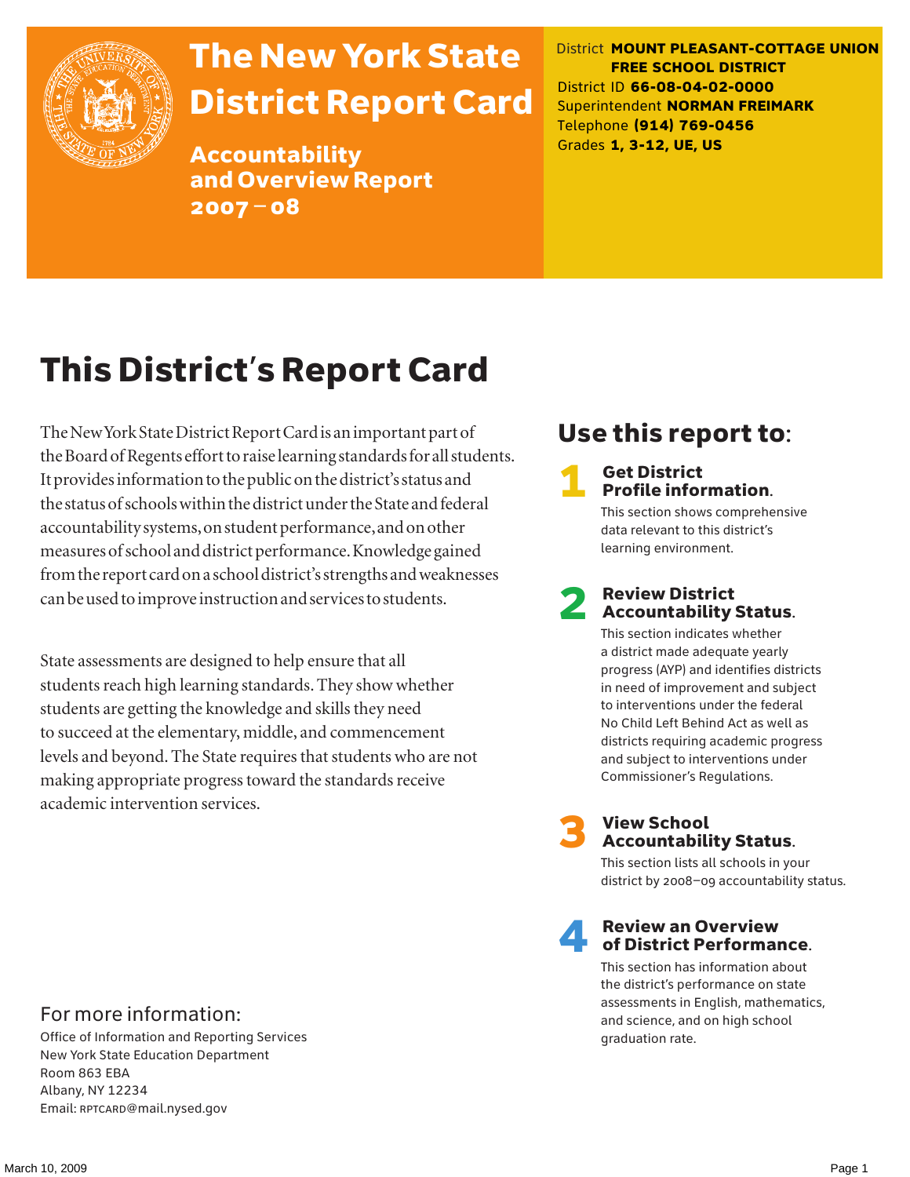# The New York State District Report Card

## Accountability and Overview Report 2007–08

District **MOUNT PLEASANT-COTTAGE UNION FREE SCHOOL DISTRICT**
District ID **66-08-04-02-0000**
Superintendent **NORMAN FREIMARK**
Telephone **(914) 769-0456**
Grades **1, 3-12, UE, US**

# This District's Report Card

The New York State District Report Card is an important part of the Board of Regents effort to raise learning standards for all students. It provides information to the public on the district's status and the status of schools within the district under the State and federal accountability systems, on student performance, and on other measures of school and district performance. Knowledge gained from the report card on a school district's strengths and weaknesses can be used to improve instruction and services to students.

State assessments are designed to help ensure that all students reach high learning standards. They show whether students are getting the knowledge and skills they need to succeed at the elementary, middle, and commencement levels and beyond. The State requires that students who are not making appropriate progress toward the standards receive academic intervention services.

## Use this report to:

1. **Get District Profile information.**
   This section shows comprehensive data relevant to this district's learning environment.

2. **Review District Accountability Status.**
   This section indicates whether a district made adequate yearly progress (AYP) and identifies districts in need of improvement and subject to interventions under the federal No Child Left Behind Act as well as districts requiring academic progress and subject to interventions under Commissioner's Regulations.

3. **View School Accountability Status.**
   This section lists all schools in your district by 2008–09 accountability status.

4. **Review an Overview of District Performance.**
   This section has information about the district's performance on state assessments in English, mathematics, and science, and on high school graduation rate.

## For more information:

Office of Information and Reporting Services
New York State Education Department
Room 863 EBA
Albany, NY 12234
Email: RPTCARD@mail.nysed.gov

March 10, 2009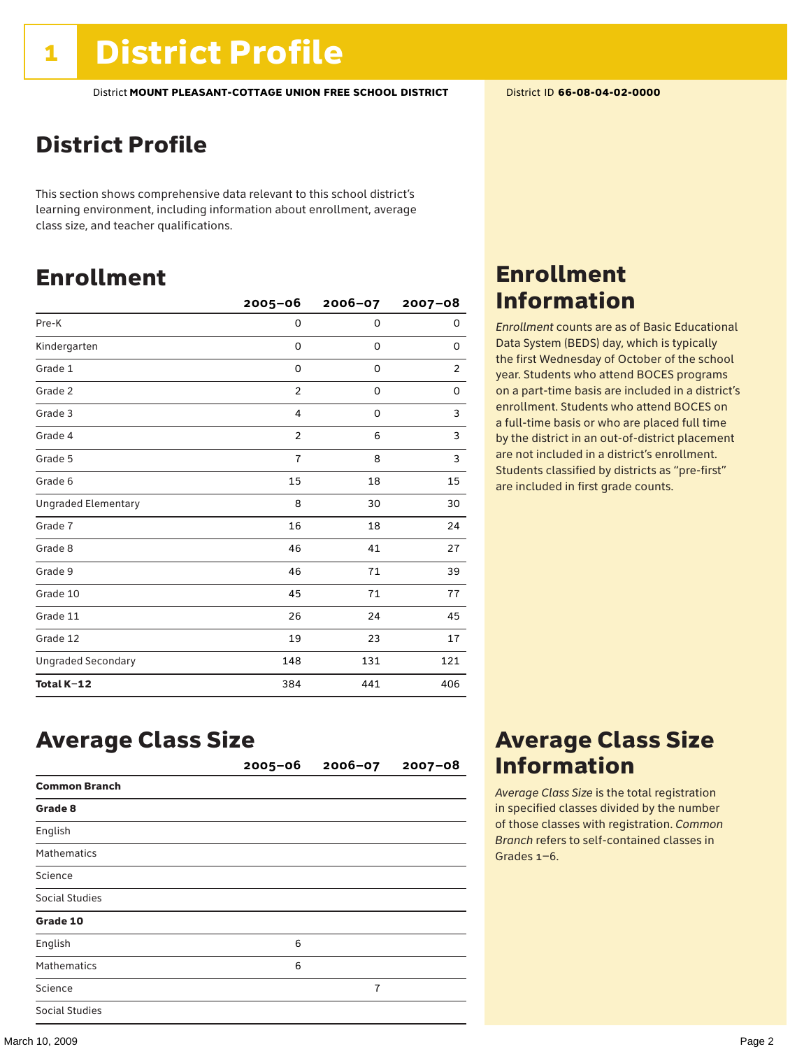# 1 District Profile

District **MOUNT PLEASANT-COTTAGE UNION FREE SCHOOL DISTRICT** District ID **66-08-04-02-0000**

## District Profile

This section shows comprehensive data relevant to this school district's learning environment, including information about enrollment, average class size, and teacher qualifications.

## Enrollment

| | 2005–06 | 2006–07 | 2007–08 |
|---|---|---|---|
| Pre-K | 0 | 0 | 0 |
| Kindergarten | 0 | 0 | 0 |
| Grade 1 | 0 | 0 | 2 |
| Grade 2 | 2 | 0 | 0 |
| Grade 3 | 4 | 0 | 3 |
| Grade 4 | 2 | 6 | 3 |
| Grade 5 | 7 | 8 | 3 |
| Grade 6 | 15 | 18 | 15 |
| Ungraded Elementary | 8 | 30 | 30 |
| Grade 7 | 16 | 18 | 24 |
| Grade 8 | 46 | 41 | 27 |
| Grade 9 | 46 | 71 | 39 |
| Grade 10 | 45 | 71 | 77 |
| Grade 11 | 26 | 24 | 45 |
| Grade 12 | 19 | 23 | 17 |
| Ungraded Secondary | 148 | 131 | 121 |
| **Total K–12** | 384 | 441 | 406 |

## Enrollment Information

*Enrollment* counts are as of Basic Educational Data System (BEDS) day, which is typically the first Wednesday of October of the school year. Students who attend BOCES programs on a part-time basis are included in a district's enrollment. Students who attend BOCES on a full-time basis or who are placed full time by the district in an out-of-district placement are not included in a district's enrollment. Students classified by districts as "pre-first" are included in first grade counts.

## Average Class Size

| | 2005–06 | 2006–07 | 2007–08 |
|---|---|---|---|
| **Common Branch** | | | |
| **Grade 8** | | | |
| English | | | |
| Mathematics | | | |
| Science | | | |
| Social Studies | | | |
| **Grade 10** | | | |
| English | 6 | | |
| Mathematics | 6 | | |
| Science | | 7 | |
| Social Studies | | | |

## Average Class Size Information

*Average Class Size* is the total registration in specified classes divided by the number of those classes with registration. *Common Branch* refers to self-contained classes in Grades 1–6.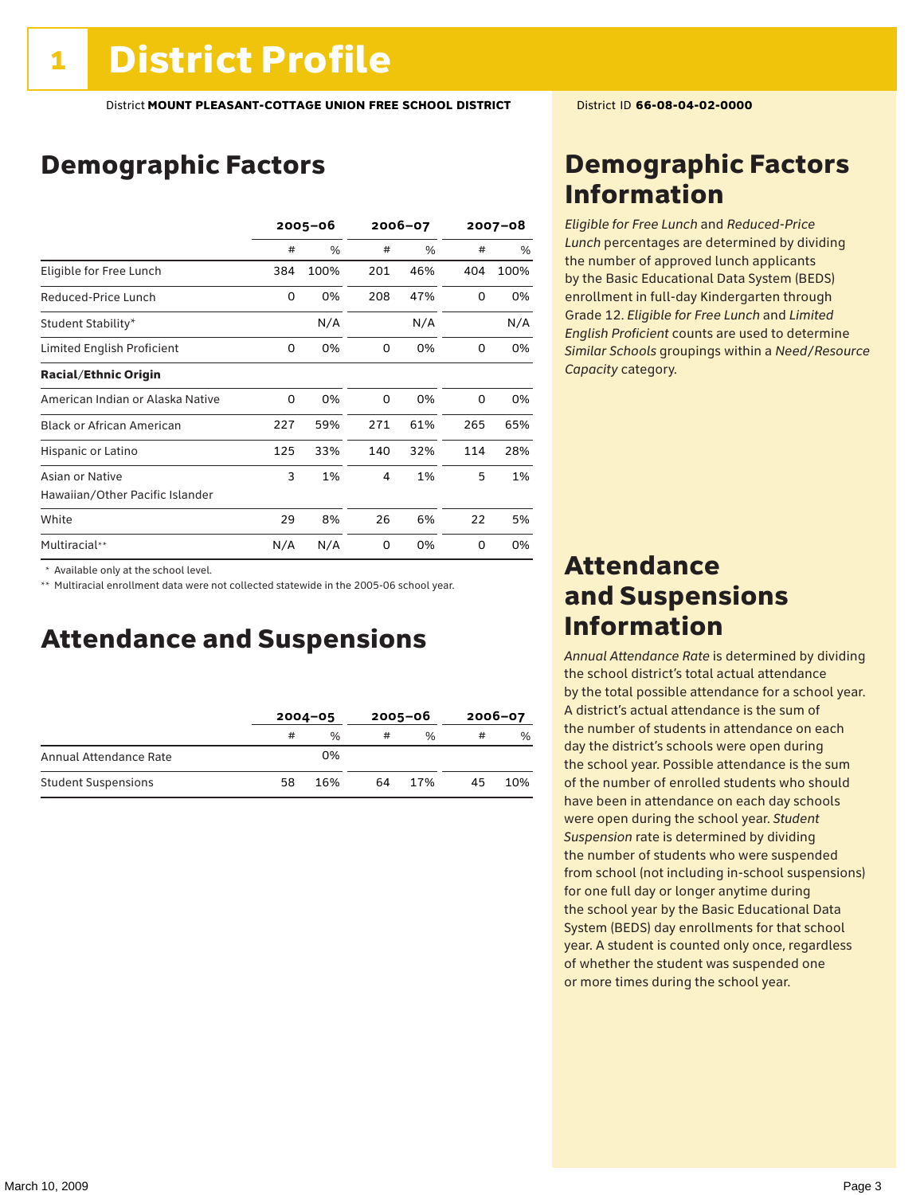# 1 District Profile

District **MOUNT PLEASANT-COTTAGE UNION FREE SCHOOL DISTRICT** District ID **66-08-04-02-0000**

## Demographic Factors

| | 2005–06 | | 2006–07 | | 2007–08 | |
|---|---|---|---|---|---|---|
| | # | % | # | % | # | % |
| Eligible for Free Lunch | 384 | 100% | 201 | 46% | 404 | 100% |
| Reduced-Price Lunch | 0 | 0% | 208 | 47% | 0 | 0% |
| Student Stability* | | N/A | | N/A | | N/A |
| Limited English Proficient | 0 | 0% | 0 | 0% | 0 | 0% |
| **Racial/Ethnic Origin** | | | | | | |
| American Indian or Alaska Native | 0 | 0% | 0 | 0% | 0 | 0% |
| Black or African American | 227 | 59% | 271 | 61% | 265 | 65% |
| Hispanic or Latino | 125 | 33% | 140 | 32% | 114 | 28% |
| Asian or Native Hawaiian/Other Pacific Islander | 3 | 1% | 4 | 1% | 5 | 1% |
| White | 29 | 8% | 26 | 6% | 22 | 5% |
| Multiracial** | N/A | N/A | 0 | 0% | 0 | 0% |

\* Available only at the school level.

** Multiracial enrollment data were not collected statewide in the 2005-06 school year.

## Attendance and Suspensions

| | 2004–05 | | 2005–06 | | 2006–07 | |
|---|---|---|---|---|---|---|
| | # | % | # | % | # | % |
| Annual Attendance Rate | | 0% | | | | |
| Student Suspensions | 58 | 16% | 64 | 17% | 45 | 10% |

## Demographic Factors Information

*Eligible for Free Lunch* and *Reduced-Price Lunch* percentages are determined by dividing the number of approved lunch applicants by the Basic Educational Data System (BEDS) enrollment in full-day Kindergarten through Grade 12. *Eligible for Free Lunch* and *Limited English Proficient* counts are used to determine *Similar Schools* groupings within a *Need/Resource Capacity* category.

## Attendance and Suspensions Information

*Annual Attendance Rate* is determined by dividing the school district's total actual attendance by the total possible attendance for a school year. A district's actual attendance is the sum of the number of students in attendance on each day the district's schools were open during the school year. Possible attendance is the sum of the number of enrolled students who should have been in attendance on each day schools were open during the school year. *Student Suspension* rate is determined by dividing the number of students who were suspended from school (not including in-school suspensions) for one full day or longer anytime during the school year by the Basic Educational Data System (BEDS) day enrollments for that school year. A student is counted only once, regardless of whether the student was suspended one or more times during the school year.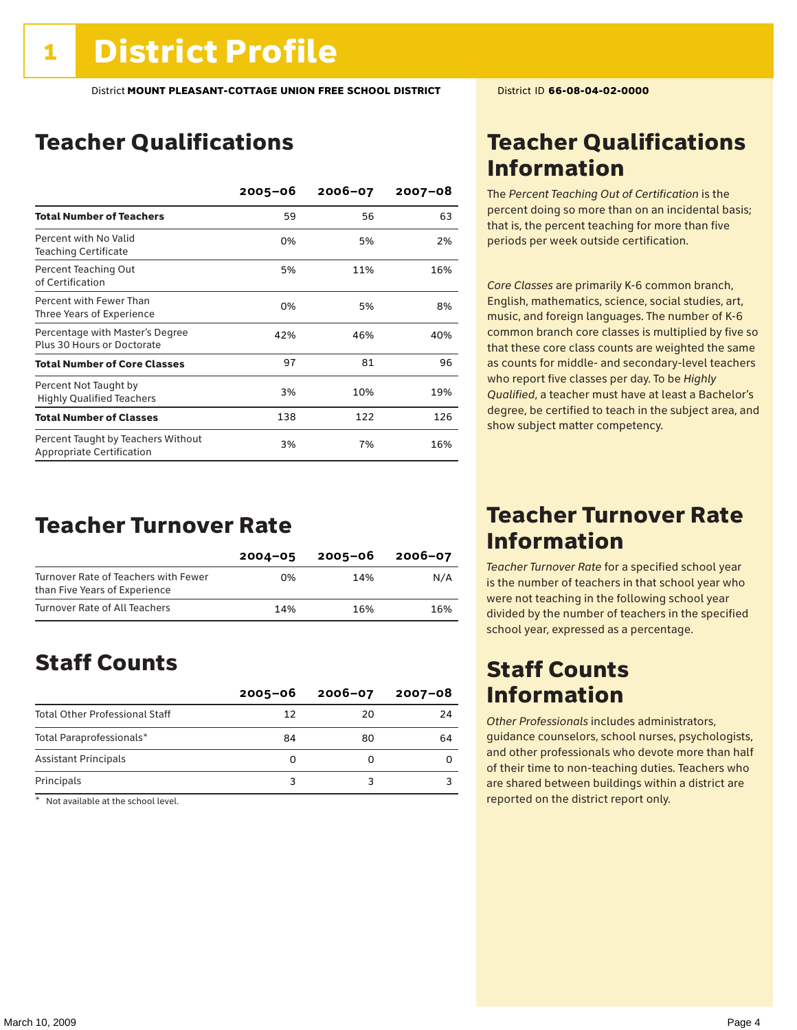# 1 District Profile

District **MOUNT PLEASANT-COTTAGE UNION FREE SCHOOL DISTRICT** District ID **66-08-04-02-0000**

## Teacher Qualifications

| | 2005–06 | 2006–07 | 2007–08 |
|---|---|---|---|
| **Total Number of Teachers** | 59 | 56 | 63 |
| Percent with No Valid Teaching Certificate | 0% | 5% | 2% |
| Percent Teaching Out of Certification | 5% | 11% | 16% |
| Percent with Fewer Than Three Years of Experience | 0% | 5% | 8% |
| Percentage with Master's Degree Plus 30 Hours or Doctorate | 42% | 46% | 40% |
| **Total Number of Core Classes** | 97 | 81 | 96 |
| Percent Not Taught by Highly Qualified Teachers | 3% | 10% | 19% |
| **Total Number of Classes** | 138 | 122 | 126 |
| Percent Taught by Teachers Without Appropriate Certification | 3% | 7% | 16% |

## Teacher Turnover Rate

| | 2004–05 | 2005–06 | 2006–07 |
|---|---|---|---|
| Turnover Rate of Teachers with Fewer than Five Years of Experience | 0% | 14% | N/A |
| Turnover Rate of All Teachers | 14% | 16% | 16% |

## Staff Counts

| | 2005–06 | 2006–07 | 2007–08 |
|---|---|---|---|
| Total Other Professional Staff | 12 | 20 | 24 |
| Total Paraprofessionals* | 84 | 80 | 64 |
| Assistant Principals | 0 | 0 | 0 |
| Principals | 3 | 3 | 3 |

\* Not available at the school level.

## Teacher Qualifications Information

The *Percent Teaching Out of Certification* is the percent doing so more than on an incidental basis; that is, the percent teaching for more than five periods per week outside certification.

*Core Classes* are primarily K-6 common branch, English, mathematics, science, social studies, art, music, and foreign languages. The number of K-6 common branch core classes is multiplied by five so that these core class counts are weighted the same as counts for middle- and secondary-level teachers who report five classes per day. To be *Highly Qualified*, a teacher must have at least a Bachelor's degree, be certified to teach in the subject area, and show subject matter competency.

## Teacher Turnover Rate Information

*Teacher Turnover Rate* for a specified school year is the number of teachers in that school year who were not teaching in the following school year divided by the number of teachers in the specified school year, expressed as a percentage.

## Staff Counts Information

*Other Professionals* includes administrators, guidance counselors, school nurses, psychologists, and other professionals who devote more than half of their time to non-teaching duties. Teachers who are shared between buildings within a district are reported on the district report only.

March 10, 2009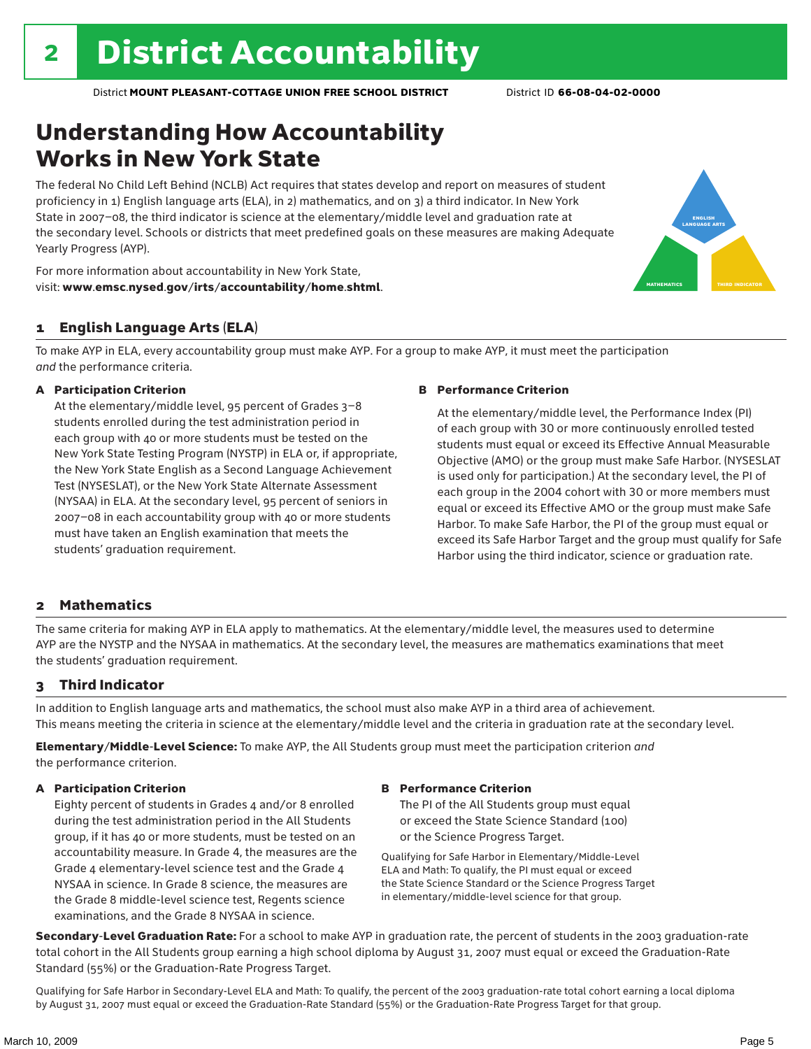# 2 District Accountability

District **MOUNT PLEASANT-COTTAGE UNION FREE SCHOOL DISTRICT** District ID **66-08-04-02-0000**

## Understanding How Accountability Works in New York State

The federal No Child Left Behind (NCLB) Act requires that states develop and report on measures of student proficiency in 1) English language arts (ELA), in 2) mathematics, and on 3) a third indicator. In New York State in 2007–08, the third indicator is science at the elementary/middle level and graduation rate at the secondary level. Schools or districts that meet predefined goals on these measures are making Adequate Yearly Progress (AYP).

For more information about accountability in New York State, visit: **www.emsc.nysed.gov/irts/accountability/home.shtml**.

### 1 English Language Arts (ELA)

To make AYP in ELA, every accountability group must make AYP. For a group to make AYP, it must meet the participation *and* the performance criteria.

**A Participation Criterion**

At the elementary/middle level, 95 percent of Grades 3–8 students enrolled during the test administration period in each group with 40 or more students must be tested on the New York State Testing Program (NYSTP) in ELA or, if appropriate, the New York State English as a Second Language Achievement Test (NYSESLAT), or the New York State Alternate Assessment (NYSAA) in ELA. At the secondary level, 95 percent of seniors in 2007–08 in each accountability group with 40 or more students must have taken an English examination that meets the students' graduation requirement.

**B Performance Criterion**

At the elementary/middle level, the Performance Index (PI) of each group with 30 or more continuously enrolled tested students must equal or exceed its Effective Annual Measurable Objective (AMO) or the group must make Safe Harbor. (NYSESLAT is used only for participation.) At the secondary level, the PI of each group in the 2004 cohort with 30 or more members must equal or exceed its Effective AMO or the group must make Safe Harbor. To make Safe Harbor, the PI of the group must equal or exceed its Safe Harbor Target and the group must qualify for Safe Harbor using the third indicator, science or graduation rate.

### 2 Mathematics

The same criteria for making AYP in ELA apply to mathematics. At the elementary/middle level, the measures used to determine AYP are the NYSTP and the NYSAA in mathematics. At the secondary level, the measures are mathematics examinations that meet the students' graduation requirement.

### 3 Third Indicator

In addition to English language arts and mathematics, the school must also make AYP in a third area of achievement. This means meeting the criteria in science at the elementary/middle level and the criteria in graduation rate at the secondary level.

**Elementary/Middle-Level Science:** To make AYP, the All Students group must meet the participation criterion *and* the performance criterion.

**A Participation Criterion**

Eighty percent of students in Grades 4 and/or 8 enrolled during the test administration period in the All Students group, if it has 40 or more students, must be tested on an accountability measure. In Grade 4, the measures are the Grade 4 elementary-level science test and the Grade 4 NYSAA in science. In Grade 8 science, the measures are the Grade 8 middle-level science test, Regents science examinations, and the Grade 8 NYSAA in science.

**B Performance Criterion**

The PI of the All Students group must equal or exceed the State Science Standard (100) or the Science Progress Target.

Qualifying for Safe Harbor in Elementary/Middle-Level ELA and Math: To qualify, the PI must equal or exceed the State Science Standard or the Science Progress Target in elementary/middle-level science for that group.

**Secondary-Level Graduation Rate:** For a school to make AYP in graduation rate, the percent of students in the 2003 graduation-rate total cohort in the All Students group earning a high school diploma by August 31, 2007 must equal or exceed the Graduation-Rate Standard (55%) or the Graduation-Rate Progress Target.

Qualifying for Safe Harbor in Secondary-Level ELA and Math: To qualify, the percent of the 2003 graduation-rate total cohort earning a local diploma by August 31, 2007 must equal or exceed the Graduation-Rate Standard (55%) or the Graduation-Rate Progress Target for that group.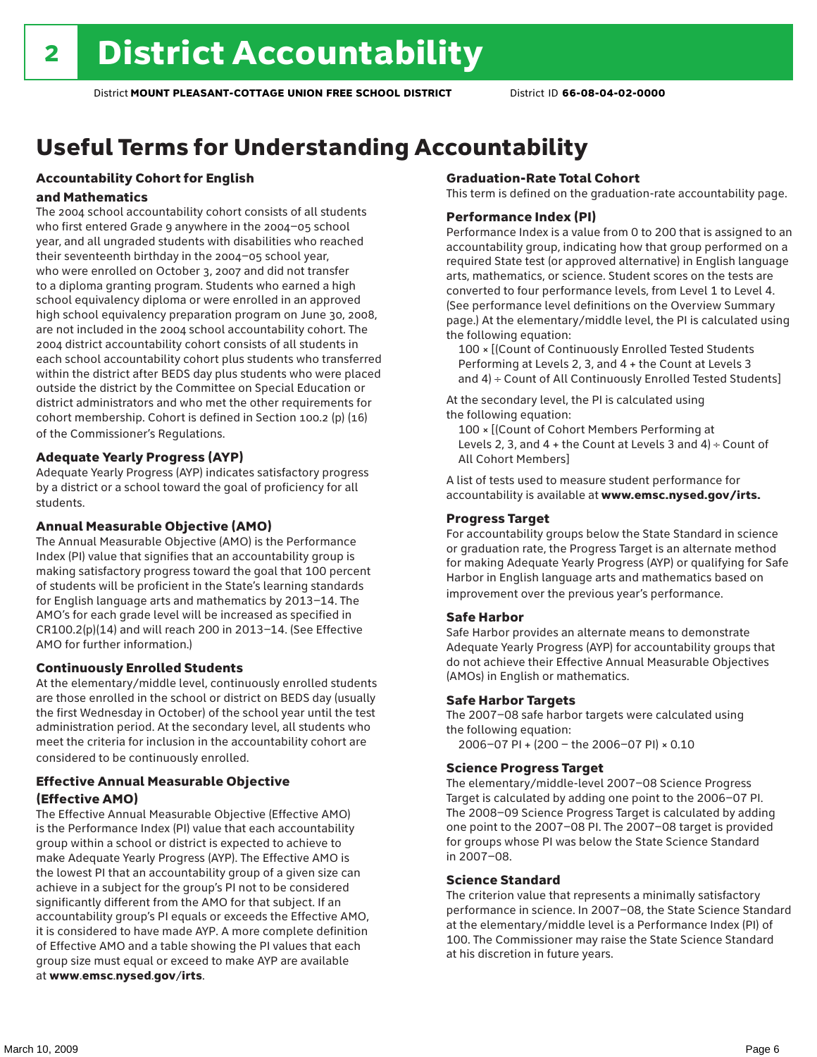# 2 District Accountability

District **MOUNT PLEASANT-COTTAGE UNION FREE SCHOOL DISTRICT** District ID **66-08-04-02-0000**

## Useful Terms for Understanding Accountability

### Accountability Cohort for English and Mathematics

The 2004 school accountability cohort consists of all students who first entered Grade 9 anywhere in the 2004–05 school year, and all ungraded students with disabilities who reached their seventeenth birthday in the 2004–05 school year, who were enrolled on October 3, 2007 and did not transfer to a diploma granting program. Students who earned a high school equivalency diploma or were enrolled in an approved high school equivalency preparation program on June 30, 2008, are not included in the 2004 school accountability cohort. The 2004 district accountability cohort consists of all students in each school accountability cohort plus students who transferred within the district after BEDS day plus students who were placed outside the district by the Committee on Special Education or district administrators and who met the other requirements for cohort membership. Cohort is defined in Section 100.2 (p) (16) of the Commissioner's Regulations.

### Adequate Yearly Progress (AYP)

Adequate Yearly Progress (AYP) indicates satisfactory progress by a district or a school toward the goal of proficiency for all students.

### Annual Measurable Objective (AMO)

The Annual Measurable Objective (AMO) is the Performance Index (PI) value that signifies that an accountability group is making satisfactory progress toward the goal that 100 percent of students will be proficient in the State's learning standards for English language arts and mathematics by 2013–14. The AMO's for each grade level will be increased as specified in CR100.2(p)(14) and will reach 200 in 2013–14. (See Effective AMO for further information.)

### Continuously Enrolled Students

At the elementary/middle level, continuously enrolled students are those enrolled in the school or district on BEDS day (usually the first Wednesday in October) of the school year until the test administration period. At the secondary level, all students who meet the criteria for inclusion in the accountability cohort are considered to be continuously enrolled.

### Effective Annual Measurable Objective (Effective AMO)

The Effective Annual Measurable Objective (Effective AMO) is the Performance Index (PI) value that each accountability group within a school or district is expected to achieve to make Adequate Yearly Progress (AYP). The Effective AMO is the lowest PI that an accountability group of a given size can achieve in a subject for the group's PI not to be considered significantly different from the AMO for that subject. If an accountability group's PI equals or exceeds the Effective AMO, it is considered to have made AYP. A more complete definition of Effective AMO and a table showing the PI values that each group size must equal or exceed to make AYP are available at **www.emsc.nysed.gov/irts**.

### Graduation-Rate Total Cohort

This term is defined on the graduation-rate accountability page.

### Performance Index (PI)

Performance Index is a value from 0 to 200 that is assigned to an accountability group, indicating how that group performed on a required State test (or approved alternative) in English language arts, mathematics, or science. Student scores on the tests are converted to four performance levels, from Level 1 to Level 4. (See performance level definitions on the Overview Summary page.) At the elementary/middle level, the PI is calculated using the following equation:

100 × [(Count of Continuously Enrolled Tested Students Performing at Levels 2, 3, and 4 + the Count at Levels 3 and 4) ÷ Count of All Continuously Enrolled Tested Students]

At the secondary level, the PI is calculated using the following equation:

100 × [(Count of Cohort Members Performing at Levels 2, 3, and 4 + the Count at Levels 3 and 4) ÷ Count of All Cohort Members]

A list of tests used to measure student performance for accountability is available at **www.emsc.nysed.gov/irts.**

### Progress Target

For accountability groups below the State Standard in science or graduation rate, the Progress Target is an alternate method for making Adequate Yearly Progress (AYP) or qualifying for Safe Harbor in English language arts and mathematics based on improvement over the previous year's performance.

### Safe Harbor

Safe Harbor provides an alternate means to demonstrate Adequate Yearly Progress (AYP) for accountability groups that do not achieve their Effective Annual Measurable Objectives (AMOs) in English or mathematics.

### Safe Harbor Targets

The 2007–08 safe harbor targets were calculated using the following equation:

2006–07 PI + (200 – the 2006–07 PI) × 0.10

### Science Progress Target

The elementary/middle-level 2007–08 Science Progress Target is calculated by adding one point to the 2006–07 PI. The 2008–09 Science Progress Target is calculated by adding one point to the 2007–08 PI. The 2007–08 target is provided for groups whose PI was below the State Science Standard in 2007–08.

### Science Standard

The criterion value that represents a minimally satisfactory performance in science. In 2007–08, the State Science Standard at the elementary/middle level is a Performance Index (PI) of 100. The Commissioner may raise the State Science Standard at his discretion in future years.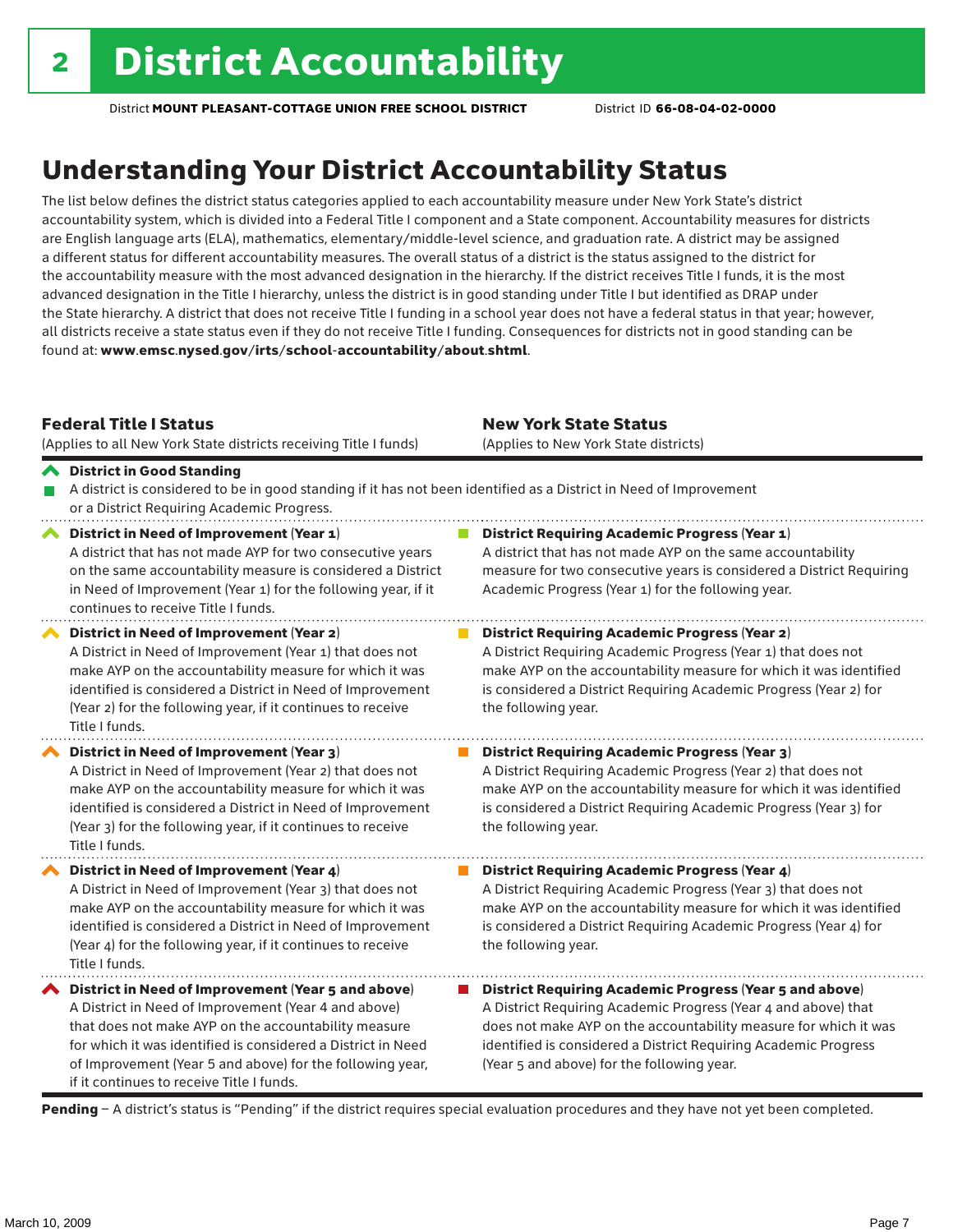# 2 District Accountability

District **MOUNT PLEASANT-COTTAGE UNION FREE SCHOOL DISTRICT** District ID **66-08-04-02-0000**

## Understanding Your District Accountability Status

The list below defines the district status categories applied to each accountability measure under New York State's district accountability system, which is divided into a Federal Title I component and a State component. Accountability measures for districts are English language arts (ELA), mathematics, elementary/middle-level science, and graduation rate. A district may be assigned a different status for different accountability measures. The overall status of a district is the status assigned to the district for the accountability measure with the most advanced designation in the hierarchy. If the district receives Title I funds, it is the most advanced designation in the Title I hierarchy, unless the district is in good standing under Title I but identified as DRAP under the State hierarchy. A district that does not receive Title I funding in a school year does not have a federal status in that year; however, all districts receive a state status even if they do not receive Title I funding. Consequences for districts not in good standing can be found at: **www.emsc.nysed.gov/irts/school-accountability/about.shtml**.

| **Federal Title I Status** (Applies to all New York State districts receiving Title I funds) | **New York State Status** (Applies to New York State districts) |
|---|---|
| **District in Good Standing** A district is considered to be in good standing if it has not been identified as a District in Need of Improvement or a District Requiring Academic Progress. | |
| **District in Need of Improvement (Year 1)** A district that has not made AYP for two consecutive years on the same accountability measure is considered a District in Need of Improvement (Year 1) for the following year, if it continues to receive Title I funds. | **District Requiring Academic Progress (Year 1)** A district that has not made AYP on the same accountability measure for two consecutive years is considered a District Requiring Academic Progress (Year 1) for the following year. |
| **District in Need of Improvement (Year 2)** A District in Need of Improvement (Year 1) that does not make AYP on the accountability measure for which it was identified is considered a District in Need of Improvement (Year 2) for the following year, if it continues to receive Title I funds. | **District Requiring Academic Progress (Year 2)** A District Requiring Academic Progress (Year 1) that does not make AYP on the accountability measure for which it was identified is considered a District Requiring Academic Progress (Year 2) for the following year. |
| **District in Need of Improvement (Year 3)** A District in Need of Improvement (Year 2) that does not make AYP on the accountability measure for which it was identified is considered a District in Need of Improvement (Year 3) for the following year, if it continues to receive Title I funds. | **District Requiring Academic Progress (Year 3)** A District Requiring Academic Progress (Year 2) that does not make AYP on the accountability measure for which it was identified is considered a District Requiring Academic Progress (Year 3) for the following year. |
| **District in Need of Improvement (Year 4)** A District in Need of Improvement (Year 3) that does not make AYP on the accountability measure for which it was identified is considered a District in Need of Improvement (Year 4) for the following year, if it continues to receive Title I funds. | **District Requiring Academic Progress (Year 4)** A District Requiring Academic Progress (Year 3) that does not make AYP on the accountability measure for which it was identified is considered a District Requiring Academic Progress (Year 4) for the following year. |
| **District in Need of Improvement (Year 5 and above)** A District in Need of Improvement (Year 4 and above) that does not make AYP on the accountability measure for which it was identified is considered a District in Need of Improvement (Year 5 and above) for the following year, if it continues to receive Title I funds. | **District Requiring Academic Progress (Year 5 and above)** A District Requiring Academic Progress (Year 4 and above) that does not make AYP on the accountability measure for which it was identified is considered a District Requiring Academic Progress (Year 5 and above) for the following year. |

**Pending** – A district's status is "Pending" if the district requires special evaluation procedures and they have not yet been completed.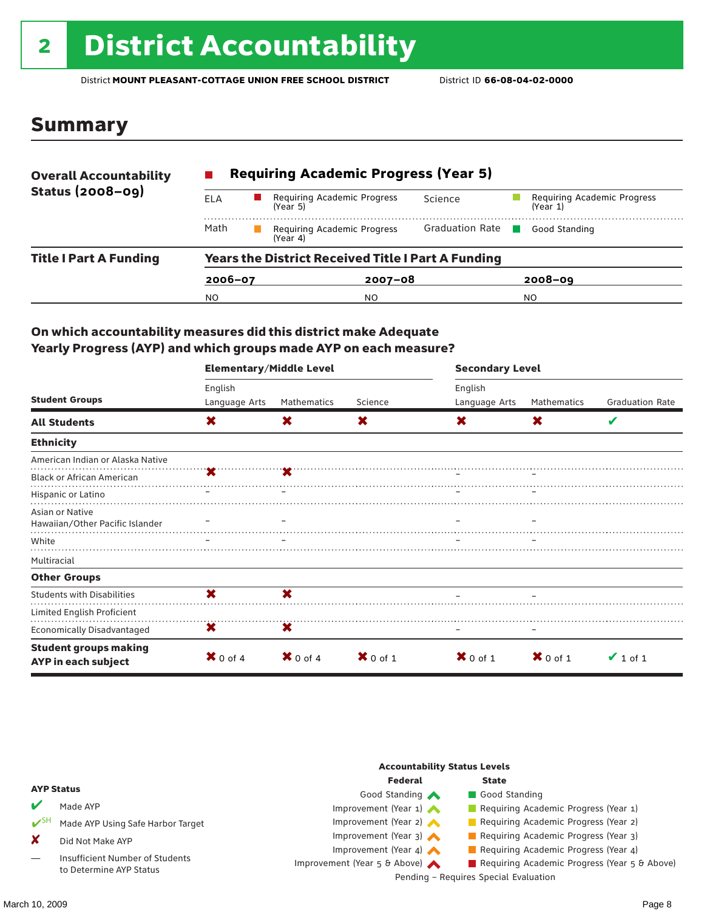# 2 District Accountability

District **MOUNT PLEASANT-COTTAGE UNION FREE SCHOOL DISTRICT** District ID **66-08-04-02-0000**

## Summary

**Overall Accountability Status (2008–09)**

**Requiring Academic Progress (Year 5)**

| | | | |
|---|---|---|---|
| ELA | Requiring Academic Progress (Year 5) | Science | Requiring Academic Progress (Year 1) |
| Math | Requiring Academic Progress (Year 4) | Graduation Rate | Good Standing |

**Title I Part A Funding**

**Years the District Received Title I Part A Funding**

| 2006–07 | 2007–08 | 2008–09 |
|---|---|---|
| NO | NO | NO |

**On which accountability measures did this district make Adequate Yearly Progress (AYP) and which groups made AYP on each measure?**

| Student Groups | Elementary/Middle Level: English Language Arts | Elementary/Middle Level: Mathematics | Elementary/Middle Level: Science | Secondary Level: English Language Arts | Secondary Level: Mathematics | Secondary Level: Graduation Rate |
|---|---|---|---|---|---|---|
| **All Students** | ✘ | ✘ | ✘ | ✘ | ✘ | ✔ |
| **Ethnicity** | | | | | | |
| American Indian or Alaska Native | | | | | | |
| Black or African American | ✘ | ✘ | | – | – | |
| Hispanic or Latino | – | – | | – | – | |
| Asian or Native Hawaiian/Other Pacific Islander | – | – | | – | – | |
| White | – | – | | – | – | |
| Multiracial | | | | | | |
| **Other Groups** | | | | | | |
| Students with Disabilities | ✘ | ✘ | | – | – | |
| Limited English Proficient | | | | | | |
| Economically Disadvantaged | ✘ | ✘ | | – | – | |
| **Student groups making AYP in each subject** | ✘ 0 of 4 | ✘ 0 of 4 | ✘ 0 of 1 | ✘ 0 of 1 | ✘ 0 of 1 | ✔ 1 of 1 |

**AYP Status**

- ✔ Made AYP
- ✔SH Made AYP Using Safe Harbor Target
- ✘ Did Not Make AYP
- — Insufficient Number of Students to Determine AYP Status

**Accountability Status Levels**

| Federal | State |
|---|---|
| Good Standing | Good Standing |
| Improvement (Year 1) | Requiring Academic Progress (Year 1) |
| Improvement (Year 2) | Requiring Academic Progress (Year 2) |
| Improvement (Year 3) | Requiring Academic Progress (Year 3) |
| Improvement (Year 4) | Requiring Academic Progress (Year 4) |
| Improvement (Year 5 & Above) | Requiring Academic Progress (Year 5 & Above) |

Pending – Requires Special Evaluation

March 10, 2009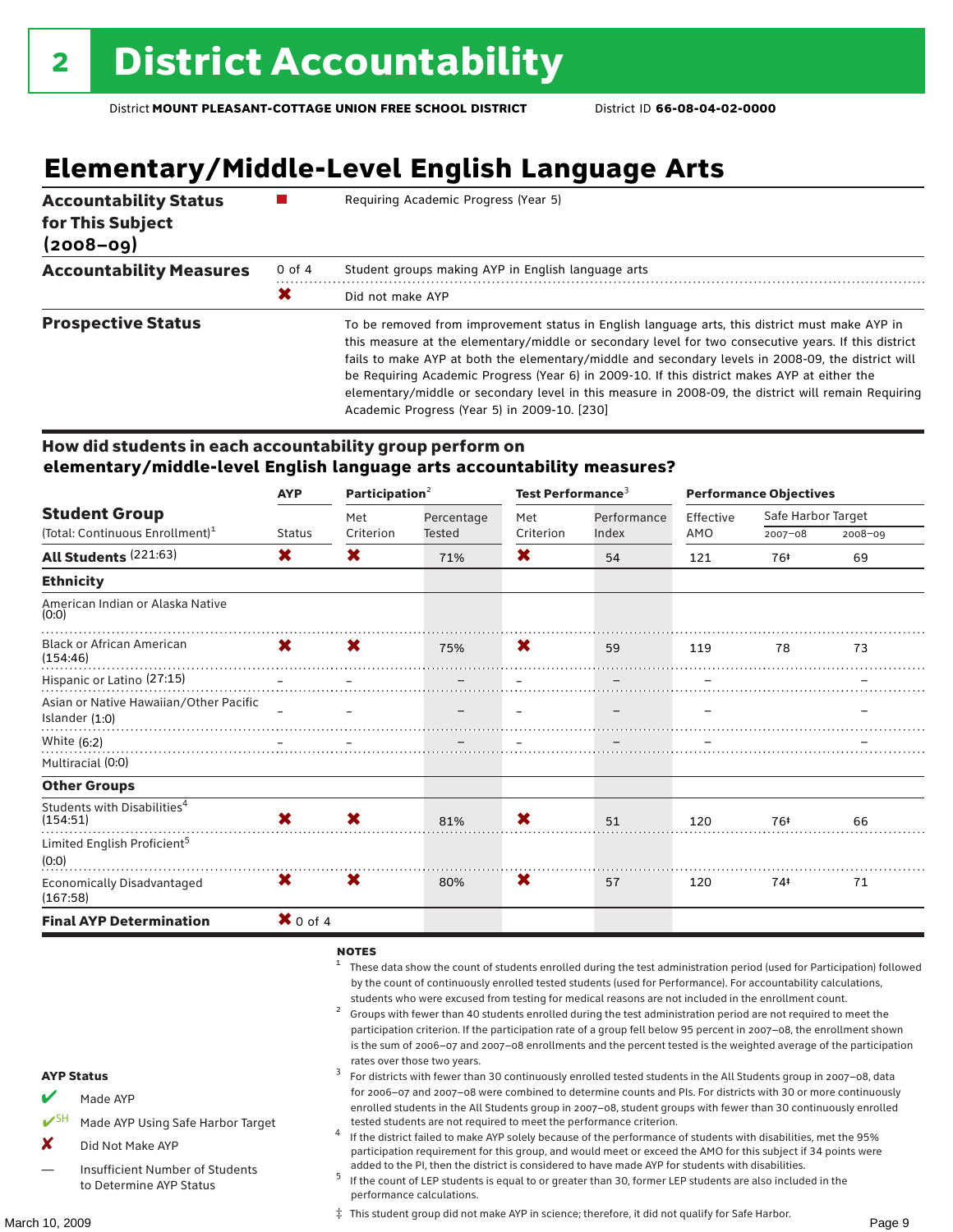# 2 District Accountability

District **MOUNT PLEASANT-COTTAGE UNION FREE SCHOOL DISTRICT** District ID **66-08-04-02-0000**

## Elementary/Middle-Level English Language Arts

| | | |
|---|---|---|
| **Accountability Status for This Subject (2008–09)** | ■ | Requiring Academic Progress (Year 5) |
| **Accountability Measures** | 0 of 4 | Student groups making AYP in English language arts |
| | ✘ | Did not make AYP |
| **Prospective Status** | | To be removed from improvement status in English language arts, this district must make AYP in this measure at the elementary/middle or secondary level for two consecutive years. If this district fails to make AYP at both the elementary/middle and secondary levels in 2008-09, the district will be Requiring Academic Progress (Year 6) in 2009-10. If this district makes AYP at either the elementary/middle or secondary level in this measure in 2008-09, the district will remain Requiring Academic Progress (Year 5) in 2009-10. [230] |

### How did students in each accountability group perform on elementary/middle-level English language arts accountability measures?

| Student Group (Total: Continuous Enrollment)[1] | AYP | Participation[2] | | Test Performance[3] | | Performance Objectives | | |
|---|---|---|---|---|---|---|---|---|
| | Status | Met Criterion | Percentage Tested | Met Criterion | Performance Index | Effective AMO | Safe Harbor Target 2007–08 | Safe Harbor Target 2008–09 |
| **All Students** (221:63) | ✘ | ✘ | 71% | ✘ | 54 | 121 | 76‡ | 69 |
| **Ethnicity** | | | | | | | | |
| American Indian or Alaska Native (0:0) | | | | | | | | |
| Black or African American (154:46) | ✘ | ✘ | 75% | ✘ | 59 | 119 | 78 | 73 |
| Hispanic or Latino (27:15) | – | – | – | – | – | – | | – |
| Asian or Native Hawaiian/Other Pacific Islander (1:0) | – | – | – | – | – | – | | – |
| White (6:2) | – | – | – | – | – | – | | – |
| Multiracial (0:0) | | | | | | | | |
| **Other Groups** | | | | | | | | |
| Students with Disabilities[4] (154:51) | ✘ | ✘ | 81% | ✘ | 51 | 120 | 76‡ | 66 |
| Limited English Proficient[5] (0:0) | | | | | | | | |
| Economically Disadvantaged (167:58) | ✘ | ✘ | 80% | ✘ | 57 | 120 | 74‡ | 71 |
| **Final AYP Determination** | ✘ 0 of 4 | | | | | | | |

**AYP Status**

- ✔ Made AYP
- ✔SH Made AYP Using Safe Harbor Target
- ✘ Did Not Make AYP
- — Insufficient Number of Students to Determine AYP Status

**NOTES**

1. These data show the count of students enrolled during the test administration period (used for Participation) followed by the count of continuously enrolled tested students (used for Performance). For accountability calculations, students who were excused from testing for medical reasons are not included in the enrollment count.
2. Groups with fewer than 40 students enrolled during the test administration period are not required to meet the participation criterion. If the participation rate of a group fell below 95 percent in 2007–08, the enrollment shown is the sum of 2006–07 and 2007–08 enrollments and the percent tested is the weighted average of the participation rates over those two years.
3. For districts with fewer than 30 continuously enrolled tested students in the All Students group in 2007–08, data for 2006–07 and 2007–08 were combined to determine counts and PIs. For districts with 30 or more continuously enrolled students in the All Students group in 2007–08, student groups with fewer than 30 continuously enrolled tested students are not required to meet the performance criterion.
4. If the district failed to make AYP solely because of the performance of students with disabilities, met the 95% participation requirement for this group, and would meet or exceed the AMO for this subject if 34 points were added to the PI, then the district is considered to have made AYP for students with disabilities.
5. If the count of LEP students is equal to or greater than 30, former LEP students are also included in the performance calculations.

‡ This student group did not make AYP in science; therefore, it did not qualify for Safe Harbor.

March 10, 2009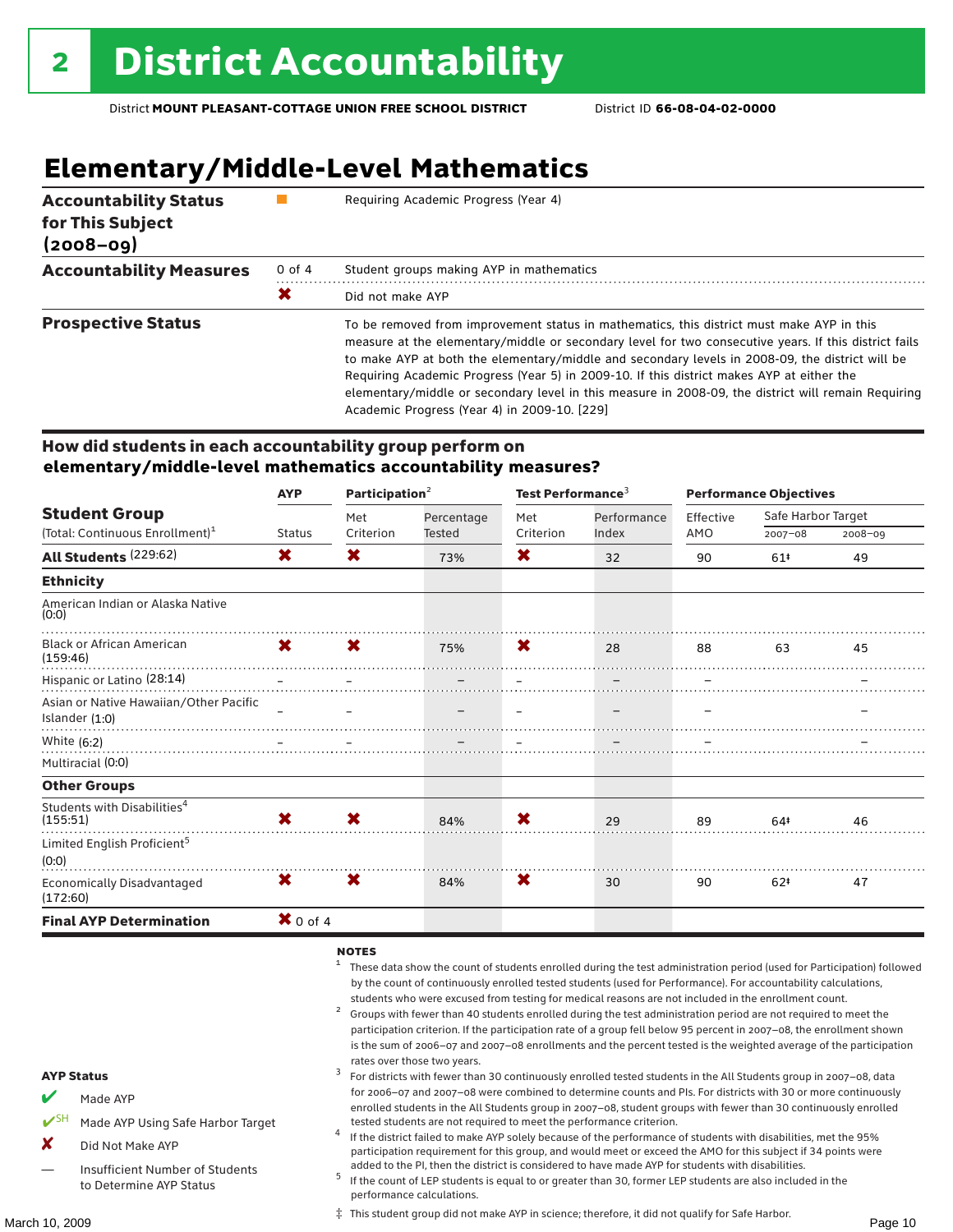# 2 District Accountability

District **MOUNT PLEASANT-COTTAGE UNION FREE SCHOOL DISTRICT** District ID **66-08-04-02-0000**

## Elementary/Middle-Level Mathematics

| | | |
|---|---|---|
| **Accountability Status for This Subject (2008–09)** | ■ | Requiring Academic Progress (Year 4) |
| **Accountability Measures** | 0 of 4 | Student groups making AYP in mathematics |
| | ✖ | Did not make AYP |
| **Prospective Status** | | To be removed from improvement status in mathematics, this district must make AYP in this measure at the elementary/middle or secondary level for two consecutive years. If this district fails to make AYP at both the elementary/middle and secondary levels in 2008-09, the district will be Requiring Academic Progress (Year 5) in 2009-10. If this district makes AYP at either the elementary/middle or secondary level in this measure in 2008-09, the district will remain Requiring Academic Progress (Year 4) in 2009-10. [229] |

### How did students in each accountability group perform on elementary/middle-level mathematics accountability measures?

| Student Group (Total: Continuous Enrollment)[1] | AYP | Participation[2] | | Test Performance[3] | | Performance Objectives | | |
|---|---|---|---|---|---|---|---|---|
| | Status | Met Criterion | Percentage Tested | Met Criterion | Performance Index | Effective AMO | Safe Harbor Target 2007–08 | Safe Harbor Target 2008–09 |
| **All Students** (229:62) | ✖ | ✖ | 73% | ✖ | 32 | 90 | 61‡ | 49 |
| **Ethnicity** | | | | | | | | |
| American Indian or Alaska Native (0:0) | | | | | | | | |
| Black or African American (159:46) | ✖ | ✖ | 75% | ✖ | 28 | 88 | 63 | 45 |
| Hispanic or Latino (28:14) | – | – | – | – | – | – | | – |
| Asian or Native Hawaiian/Other Pacific Islander (1:0) | – | – | – | – | – | – | | – |
| White (6:2) | – | – | – | – | – | – | | – |
| Multiracial (0:0) | | | | | | | | |
| **Other Groups** | | | | | | | | |
| Students with Disabilities[4] (155:51) | ✖ | ✖ | 84% | ✖ | 29 | 89 | 64‡ | 46 |
| Limited English Proficient[5] (0:0) | | | | | | | | |
| Economically Disadvantaged (172:60) | ✖ | ✖ | 84% | ✖ | 30 | 90 | 62‡ | 47 |
| **Final AYP Determination** | ✖ 0 of 4 | | | | | | | |

**AYP Status**

- ✔ Made AYP
- ✔SH Made AYP Using Safe Harbor Target
- ✘ Did Not Make AYP
- — Insufficient Number of Students to Determine AYP Status

**NOTES**

1. These data show the count of students enrolled during the test administration period (used for Participation) followed by the count of continuously enrolled tested students (used for Performance). For accountability calculations, students who were excused from testing for medical reasons are not included in the enrollment count.
2. Groups with fewer than 40 students enrolled during the test administration period are not required to meet the participation criterion. If the participation rate of a group fell below 95 percent in 2007–08, the enrollment shown is the sum of 2006–07 and 2007–08 enrollments and the percent tested is the weighted average of the participation rates over those two years.
3. For districts with fewer than 30 continuously enrolled tested students in the All Students group in 2007–08, data for 2006–07 and 2007–08 were combined to determine counts and PIs. For districts with 30 or more continuously enrolled students in the All Students group in 2007–08, student groups with fewer than 30 continuously enrolled tested students are not required to meet the performance criterion.
4. If the district failed to make AYP solely because of the performance of students with disabilities, met the 95% participation requirement for this group, and would meet or exceed the AMO for this subject if 34 points were added to the PI, then the district is considered to have made AYP for students with disabilities.
5. If the count of LEP students is equal to or greater than 30, former LEP students are also included in the performance calculations.

‡ This student group did not make AYP in science; therefore, it did not qualify for Safe Harbor.

March 10, 2009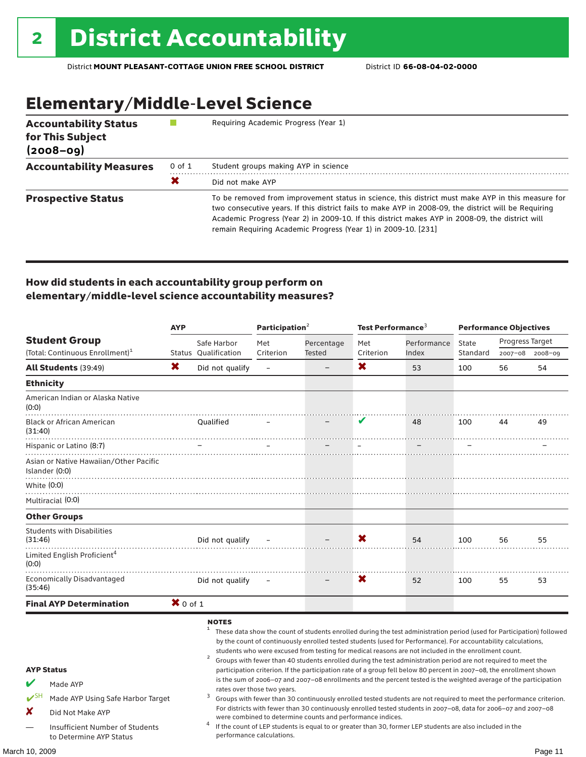# 2 District Accountability

District **MOUNT PLEASANT-COTTAGE UNION FREE SCHOOL DISTRICT** District ID **66-08-04-02-0000**

## Elementary/Middle-Level Science

| | | |
|---|---|---|
| **Accountability Status for This Subject (2008–09)** | ■ | Requiring Academic Progress (Year 1) |
| **Accountability Measures** | 0 of 1 | Student groups making AYP in science |
| | ✖ | Did not make AYP |
| **Prospective Status** | | To be removed from improvement status in science, this district must make AYP in this measure for two consecutive years. If this district fails to make AYP in 2008-09, the district will be Requiring Academic Progress (Year 2) in 2009-10. If this district makes AYP in 2008-09, the district will remain Requiring Academic Progress (Year 1) in 2009-10. [231] |

### How did students in each accountability group perform on elementary/middle-level science accountability measures?

| Student Group (Total: Continuous Enrollment)[1] | AYP Status | AYP Safe Harbor Qualification | Participation[2] Met Criterion | Participation[2] Percentage Tested | Test Performance[3] Met Criterion | Test Performance[3] Performance Index | Performance Objectives State Standard | Progress Target 2007–08 | Progress Target 2008–09 |
|---|---|---|---|---|---|---|---|---|---|
| **All Students** (39:49) | ✖ | Did not qualify | – | – | ✖ | 53 | 100 | 56 | 54 |
| **Ethnicity** | | | | | | | | | |
| American Indian or Alaska Native (0:0) | | | | | | | | | |
| Black or African American (31:40) | | Qualified | – | – | ✔ | 48 | 100 | 44 | 49 |
| Hispanic or Latino (8:7) | | – | – | – | – | – | – | | – |
| Asian or Native Hawaiian/Other Pacific Islander (0:0) | | | | | | | | | |
| White (0:0) | | | | | | | | | |
| Multiracial (0:0) | | | | | | | | | |
| **Other Groups** | | | | | | | | | |
| Students with Disabilities (31:46) | | Did not qualify | – | – | ✖ | 54 | 100 | 56 | 55 |
| Limited English Proficient[4] (0:0) | | | | | | | | | |
| Economically Disadvantaged (35:46) | | Did not qualify | – | – | ✖ | 52 | 100 | 55 | 53 |
| **Final AYP Determination** | ✖ 0 of 1 | | | | | | | | |

**AYP Status**

- ✔ Made AYP
- ✔SH Made AYP Using Safe Harbor Target
- ✖ Did Not Make AYP
- — Insufficient Number of Students to Determine AYP Status

**NOTES**

1. These data show the count of students enrolled during the test administration period (used for Participation) followed by the count of continuously enrolled tested students (used for Performance). For accountability calculations, students who were excused from testing for medical reasons are not included in the enrollment count.
2. Groups with fewer than 40 students enrolled during the test administration period are not required to meet the participation criterion. If the participation rate of a group fell below 80 percent in 2007–08, the enrollment shown is the sum of 2006–07 and 2007–08 enrollments and the percent tested is the weighted average of the participation rates over those two years.
3. Groups with fewer than 30 continuously enrolled tested students are not required to meet the performance criterion. For districts with fewer than 30 continuously enrolled tested students in 2007–08, data for 2006–07 and 2007–08 were combined to determine counts and performance indices.
4. If the count of LEP students is equal to or greater than 30, former LEP students are also included in the performance calculations.

March 10, 2009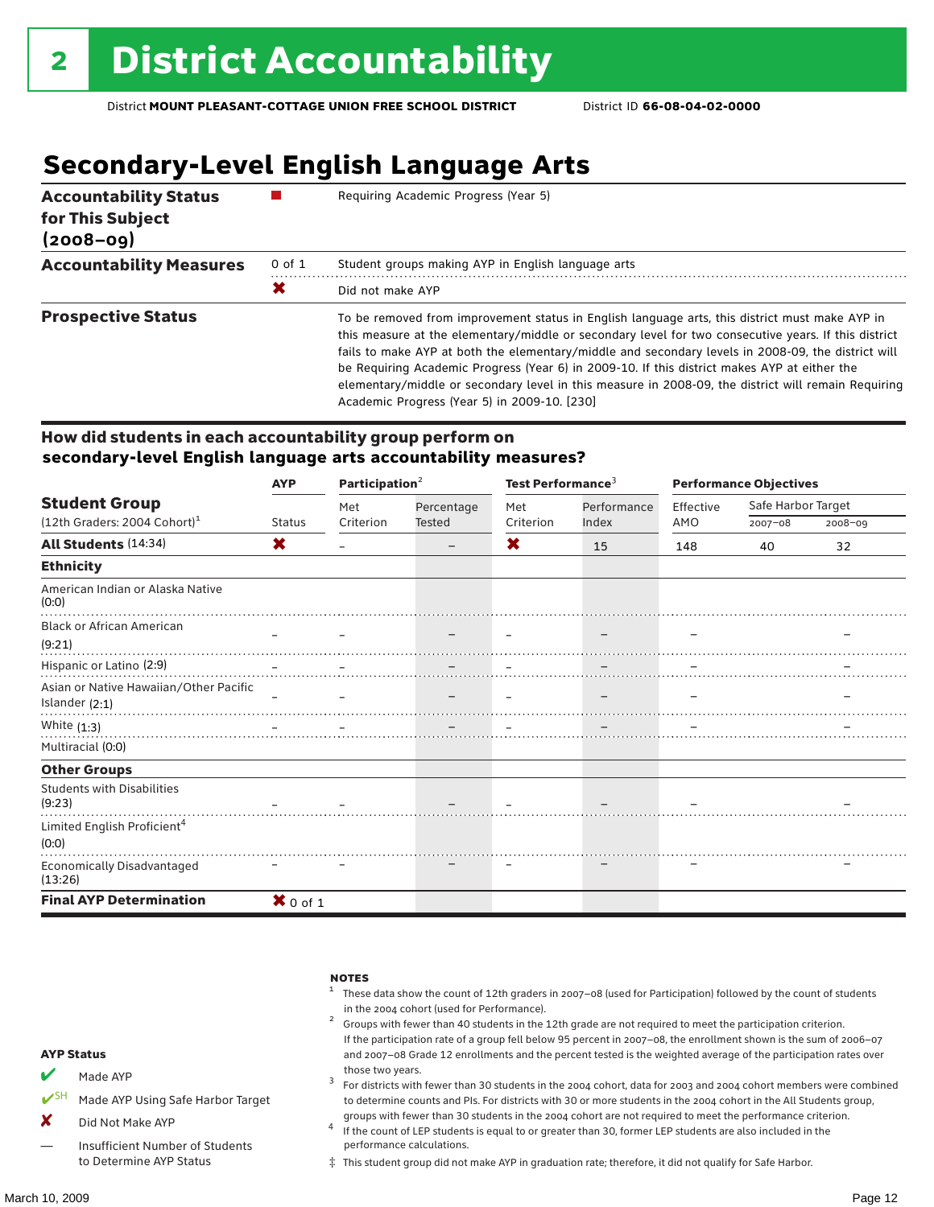# 2 District Accountability

District **MOUNT PLEASANT-COTTAGE UNION FREE SCHOOL DISTRICT** District ID **66-08-04-02-0000**

## Secondary-Level English Language Arts

| | | |
|---|---|---|
| **Accountability Status for This Subject (2008–09)** | ■ | Requiring Academic Progress (Year 5) |
| **Accountability Measures** | 0 of 1 | Student groups making AYP in English language arts |
| | ✘ | Did not make AYP |
| **Prospective Status** | | To be removed from improvement status in English language arts, this district must make AYP in this measure at the elementary/middle or secondary level for two consecutive years. If this district fails to make AYP at both the elementary/middle and secondary levels in 2008-09, the district will be Requiring Academic Progress (Year 6) in 2009-10. If this district makes AYP at either the elementary/middle or secondary level in this measure in 2008-09, the district will remain Requiring Academic Progress (Year 5) in 2009-10. [230] |

### How did students in each accountability group perform on secondary-level English language arts accountability measures?

| Student Group (12th Graders: 2004 Cohort)[1] | AYP Status | Participation[2] Met Criterion | Participation[2] Percentage Tested | Test Performance[3] Met Criterion | Test Performance[3] Performance Index | Effective AMO | Safe Harbor Target 2007–08 | Safe Harbor Target 2008–09 |
|---|---|---|---|---|---|---|---|---|
| **All Students** (14:34) | ✘ | – | – | ✘ | 15 | 148 | 40 | 32 |
| **Ethnicity** | | | | | | | | |
| American Indian or Alaska Native (0:0) | | | | | | | | |
| Black or African American (9:21) | – | – | – | – | – | – | | – |
| Hispanic or Latino (2:9) | – | – | – | – | – | – | | – |
| Asian or Native Hawaiian/Other Pacific Islander (2:1) | – | – | – | – | – | – | | – |
| White (1:3) | – | – | – | – | – | – | | – |
| Multiracial (0:0) | | | | | | | | |
| **Other Groups** | | | | | | | | |
| Students with Disabilities (9:23) | – | – | – | – | – | – | | – |
| Limited English Proficient[4] (0:0) | | | | | | | | |
| Economically Disadvantaged (13:26) | – | – | – | – | – | – | | – |
| **Final AYP Determination** | ✘ 0 of 1 | | | | | | | |

**AYP Status**

- ✔ Made AYP
- ✔SH Made AYP Using Safe Harbor Target
- ✘ Did Not Make AYP
- — Insufficient Number of Students to Determine AYP Status

**NOTES**

1. These data show the count of 12th graders in 2007–08 (used for Participation) followed by the count of students in the 2004 cohort (used for Performance).
2. Groups with fewer than 40 students in the 12th grade are not required to meet the participation criterion. If the participation rate of a group fell below 95 percent in 2007–08, the enrollment shown is the sum of 2006–07 and 2007–08 Grade 12 enrollments and the percent tested is the weighted average of the participation rates over those two years.
3. For districts with fewer than 30 students in the 2004 cohort, data for 2003 and 2004 cohort members were combined to determine counts and PIs. For districts with 30 or more students in the 2004 cohort in the All Students group, groups with fewer than 30 students in the 2004 cohort are not required to meet the performance criterion.
4. If the count of LEP students is equal to or greater than 30, former LEP students are also included in the performance calculations.

‡ This student group did not make AYP in graduation rate; therefore, it did not qualify for Safe Harbor.

March 10, 2009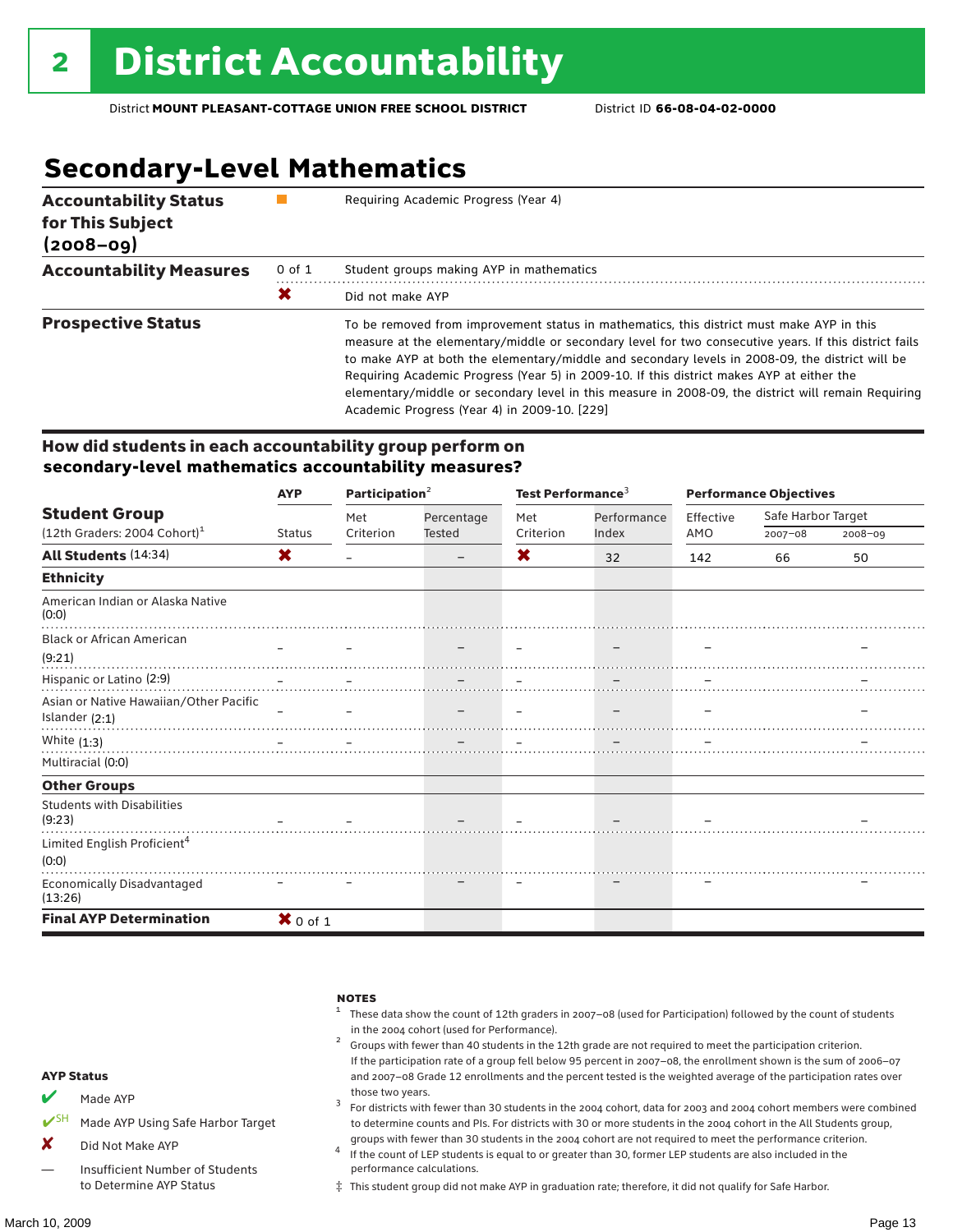# 2 District Accountability

District **MOUNT PLEASANT-COTTAGE UNION FREE SCHOOL DISTRICT** District ID **66-08-04-02-0000**

## Secondary-Level Mathematics

| | | |
|---|---|---|
| **Accountability Status for This Subject (2008–09)** | ■ | Requiring Academic Progress (Year 4) |
| **Accountability Measures** | 0 of 1 | Student groups making AYP in mathematics |
| | ✘ | Did not make AYP |
| **Prospective Status** | | To be removed from improvement status in mathematics, this district must make AYP in this measure at the elementary/middle or secondary level for two consecutive years. If this district fails to make AYP at both the elementary/middle and secondary levels in 2008-09, the district will be Requiring Academic Progress (Year 5) in 2009-10. If this district makes AYP at either the elementary/middle or secondary level in this measure in 2008-09, the district will remain Requiring Academic Progress (Year 4) in 2009-10. [229] |

### How did students in each accountability group perform on secondary-level mathematics accountability measures?

| Student Group (12th Graders: 2004 Cohort)[1] | AYP | Participation[2] | | Test Performance[3] | | Performance Objectives | | |
|---|---|---|---|---|---|---|---|---|
| | Status | Met Criterion | Percentage Tested | Met Criterion | Performance Index | Effective AMO | Safe Harbor Target 2007–08 | Safe Harbor Target 2008–09 |
| **All Students** (14:34) | ✘ | – | – | ✘ | 32 | 142 | 66 | 50 |
| **Ethnicity** | | | | | | | | |
| American Indian or Alaska Native (0:0) | | | | | | | | |
| Black or African American (9:21) | – | – | – | – | – | – | | – |
| Hispanic or Latino (2:9) | – | – | – | – | – | – | | – |
| Asian or Native Hawaiian/Other Pacific Islander (2:1) | – | – | – | – | – | – | | – |
| White (1:3) | – | – | – | – | – | – | | – |
| Multiracial (0:0) | | | | | | | | |
| **Other Groups** | | | | | | | | |
| Students with Disabilities (9:23) | – | – | – | – | – | – | | – |
| Limited English Proficient[4] (0:0) | | | | | | | | |
| Economically Disadvantaged (13:26) | – | – | – | – | – | – | | – |
| **Final AYP Determination** | ✘ 0 of 1 | | | | | | | |

**AYP Status**

- ✔ Made AYP
- ✔SH Made AYP Using Safe Harbor Target
- ✘ Did Not Make AYP
- — Insufficient Number of Students to Determine AYP Status

**NOTES**

1. These data show the count of 12th graders in 2007–08 (used for Participation) followed by the count of students in the 2004 cohort (used for Performance).
2. Groups with fewer than 40 students in the 12th grade are not required to meet the participation criterion. If the participation rate of a group fell below 95 percent in 2007–08, the enrollment shown is the sum of 2006–07 and 2007–08 Grade 12 enrollments and the percent tested is the weighted average of the participation rates over those two years.
3. For districts with fewer than 30 students in the 2004 cohort, data for 2003 and 2004 cohort members were combined to determine counts and PIs. For districts with 30 or more students in the 2004 cohort in the All Students group, groups with fewer than 30 students in the 2004 cohort are not required to meet the performance criterion.
4. If the count of LEP students is equal to or greater than 30, former LEP students are also included in the performance calculations.

‡ This student group did not make AYP in graduation rate; therefore, it did not qualify for Safe Harbor.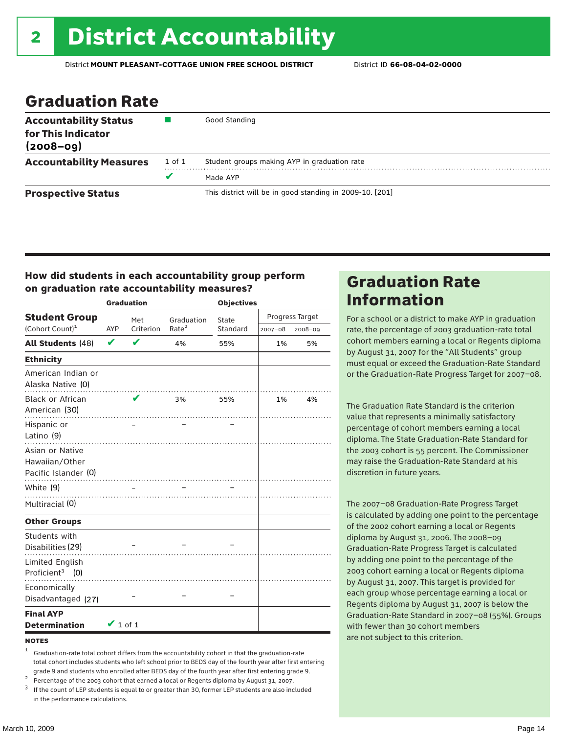# 2 District Accountability

District **MOUNT PLEASANT-COTTAGE UNION FREE SCHOOL DISTRICT** District ID **66-08-04-02-0000**

## Graduation Rate

| | | |
|---|---|---|
| **Accountability Status for This Indicator (2008–09)** | ■ | Good Standing |
| **Accountability Measures** | 1 of 1 | Student groups making AYP in graduation rate |
| | ✔ | Made AYP |
| **Prospective Status** | | This district will be in good standing in 2009-10. [201] |

### How did students in each accountability group perform on graduation rate accountability measures?

| Student Group (Cohort Count)[1] | Graduation AYP | Met Criterion | Graduation Rate[2] | Objectives State Standard | Progress Target 2007–08 | Progress Target 2008–09 |
|---|---|---|---|---|---|---|
| **All Students** (48) | ✔ | ✔ | 4% | 55% | 1% | 5% |
| **Ethnicity** | | | | | | |
| American Indian or Alaska Native (0) | | | | | | |
| Black or African American (30) | | ✔ | 3% | 55% | 1% | 4% |
| Hispanic or Latino (9) | | – | – | – | | |
| Asian or Native Hawaiian/Other Pacific Islander (0) | | | | | | |
| White (9) | | – | – | – | | |
| Multiracial (0) | | | | | | |
| **Other Groups** | | | | | | |
| Students with Disabilities (29) | | – | – | – | | |
| Limited English Proficient[3] (0) | | | | | | |
| Economically Disadvantaged (27) | | – | – | – | | |
| **Final AYP Determination** | ✔ 1 of 1 | | | | | |

**NOTES**

1 Graduation-rate total cohort differs from the accountability cohort in that the graduation-rate total cohort includes students who left school prior to BEDS day of the fourth year after first entering grade 9 and students who enrolled after BEDS day of the fourth year after first entering grade 9.

2 Percentage of the 2003 cohort that earned a local or Regents diploma by August 31, 2007.

3 If the count of LEP students is equal to or greater than 30, former LEP students are also included in the performance calculations.

## Graduation Rate Information

For a school or a district to make AYP in graduation rate, the percentage of 2003 graduation-rate total cohort members earning a local or Regents diploma by August 31, 2007 for the "All Students" group must equal or exceed the Graduation-Rate Standard or the Graduation-Rate Progress Target for 2007–08.

The Graduation Rate Standard is the criterion value that represents a minimally satisfactory percentage of cohort members earning a local diploma. The State Graduation-Rate Standard for the 2003 cohort is 55 percent. The Commissioner may raise the Graduation-Rate Standard at his discretion in future years.

The 2007–08 Graduation-Rate Progress Target is calculated by adding one point to the percentage of the 2002 cohort earning a local or Regents diploma by August 31, 2006. The 2008–09 Graduation-Rate Progress Target is calculated by adding one point to the percentage of the 2003 cohort earning a local or Regents diploma by August 31, 2007. This target is provided for each group whose percentage earning a local or Regents diploma by August 31, 2007 is below the Graduation-Rate Standard in 2007–08 (55%). Groups with fewer than 30 cohort members are not subject to this criterion.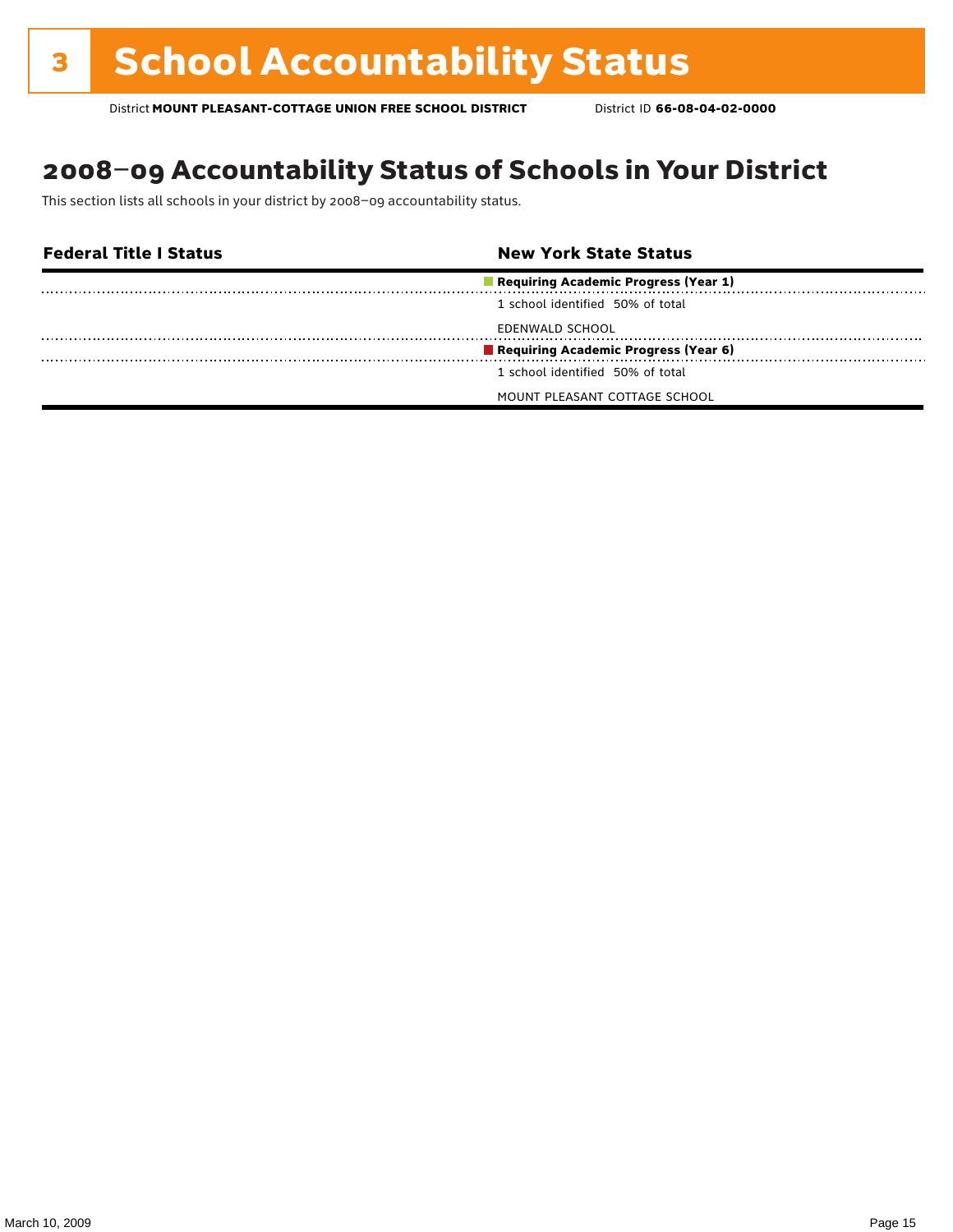# 3 School Accountability Status

District **MOUNT PLEASANT-COTTAGE UNION FREE SCHOOL DISTRICT** District ID **66-08-04-02-0000**

## 2008–09 Accountability Status of Schools in Your District

This section lists all schools in your district by 2008–09 accountability status.

| Federal Title I Status | New York State Status |
|---|---|
| | **Requiring Academic Progress (Year 1)** |
| | 1 school identified 50% of total |
| | EDENWALD SCHOOL |
| | **Requiring Academic Progress (Year 6)** |
| | 1 school identified 50% of total |
| | MOUNT PLEASANT COTTAGE SCHOOL |

March 10, 2009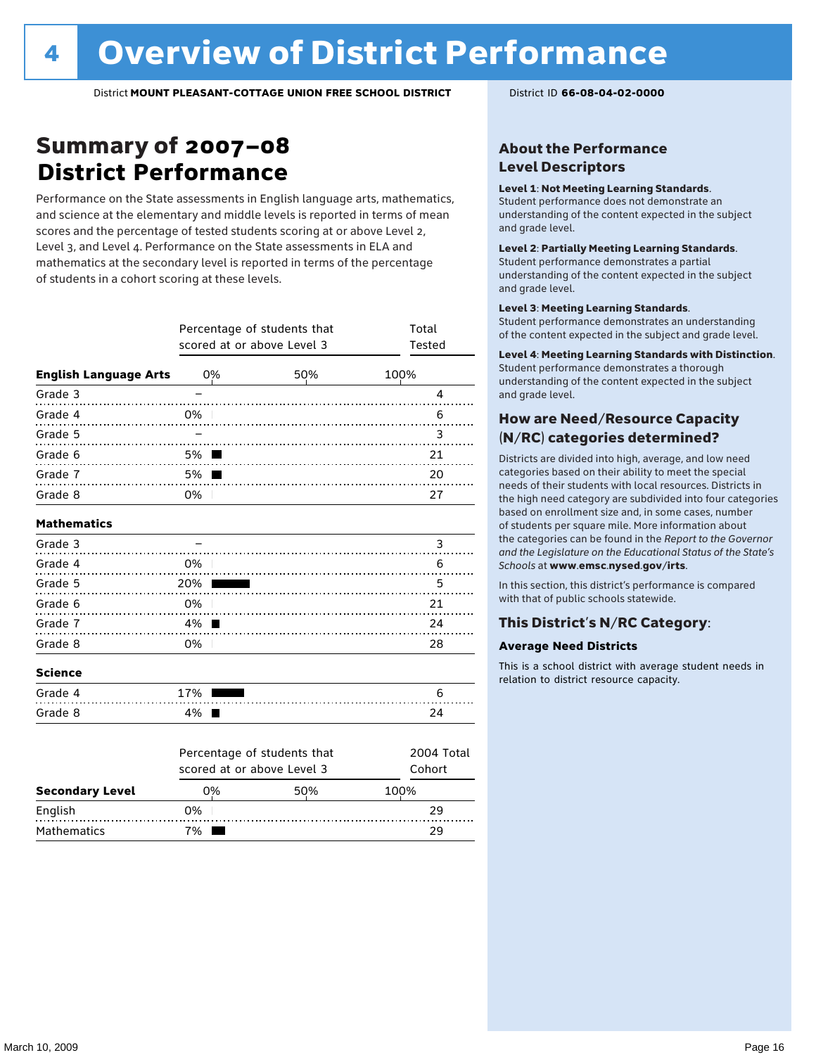# 4 Overview of District Performance

District **MOUNT PLEASANT-COTTAGE UNION FREE SCHOOL DISTRICT**

District ID **66-08-04-02-0000**

## Summary of 2007–08 District Performance

Performance on the State assessments in English language arts, mathematics, and science at the elementary and middle levels is reported in terms of mean scores and the percentage of tested students scoring at or above Level 2, Level 3, and Level 4. Performance on the State assessments in ELA and mathematics at the secondary level is reported in terms of the percentage of students in a cohort scoring at these levels.

| | Percentage of students that scored at or above Level 3 | Total Tested |
|---|---|---|
| **English Language Arts** | | |
| Grade 3 | – | 4 |
| Grade 4 | 0% | 6 |
| Grade 5 | – | 3 |
| Grade 6 | 5% | 21 |
| Grade 7 | 5% | 20 |
| Grade 8 | 0% | 27 |
| **Mathematics** | | |
| Grade 3 | – | 3 |
| Grade 4 | 0% | 6 |
| Grade 5 | 20% | 5 |
| Grade 6 | 0% | 21 |
| Grade 7 | 4% | 24 |
| Grade 8 | 0% | 28 |
| **Science** | | |
| Grade 4 | 17% | 6 |
| Grade 8 | 4% | 24 |

| Secondary Level | Percentage of students that scored at or above Level 3 | 2004 Total Cohort |
|---|---|---|
| English | 0% | 29 |
| Mathematics | 7% | 29 |

### About the Performance Level Descriptors

**Level 1: Not Meeting Learning Standards.** Student performance does not demonstrate an understanding of the content expected in the subject and grade level.

**Level 2: Partially Meeting Learning Standards.** Student performance demonstrates a partial understanding of the content expected in the subject and grade level.

**Level 3: Meeting Learning Standards.** Student performance demonstrates an understanding of the content expected in the subject and grade level.

**Level 4: Meeting Learning Standards with Distinction.** Student performance demonstrates a thorough understanding of the content expected in the subject and grade level.

### How are Need/Resource Capacity (N/RC) categories determined?

Districts are divided into high, average, and low need categories based on their ability to meet the special needs of their students with local resources. Districts in the high need category are subdivided into four categories based on enrollment size and, in some cases, number of students per square mile. More information about the categories can be found in the *Report to the Governor and the Legislature on the Educational Status of the State's Schools* at **www.emsc.nysed.gov/irts**.

In this section, this district's performance is compared with that of public schools statewide.

### This District's N/RC Category:

**Average Need Districts**

This is a school district with average student needs in relation to district resource capacity.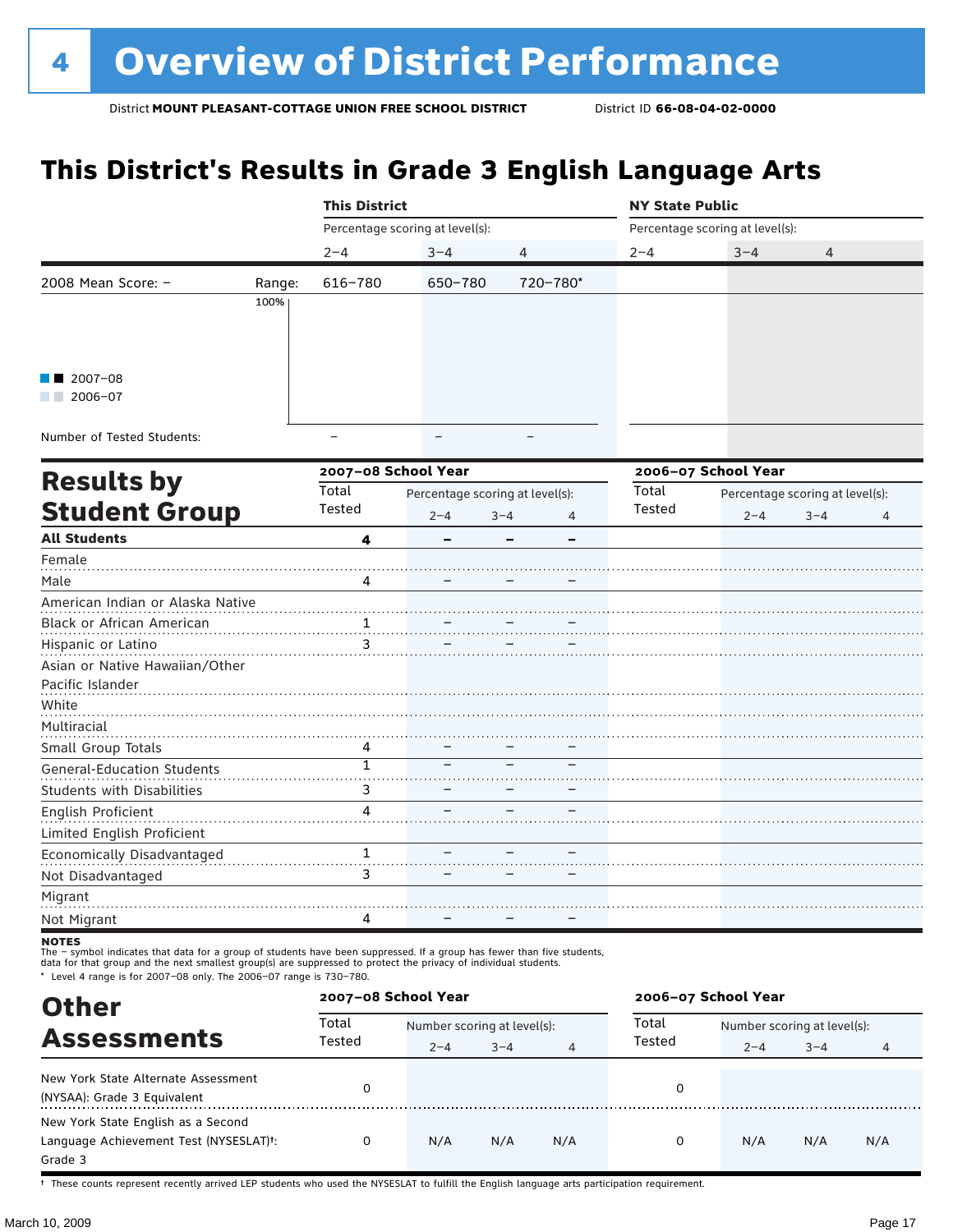# 4 Overview of District Performance

District **MOUNT PLEASANT-COTTAGE UNION FREE SCHOOL DISTRICT** District ID **66-08-04-02-0000**

## This District's Results in Grade 3 English Language Arts

| | | This District | | | NY State Public | | |
|---|---|---|---|---|---|---|---|
| | | Percentage scoring at level(s): | | | Percentage scoring at level(s): | | |
| | | 2–4 | 3–4 | 4 | 2–4 | 3–4 | 4 |
| 2008 Mean Score: – | Range: | 616–780 | 650–780 | 720–780* | | | |
| Number of Tested Students: | | – | – | – | | | |

■ ■ 2007–08
■ ■ 2006–07

## Results by Student Group

| | 2007–08 School Year | | | | 2006–07 School Year | | | |
|---|---|---|---|---|---|---|---|---|
| | Total Tested | Percentage scoring at level(s): | | | Total Tested | Percentage scoring at level(s): | | |
| | | 2–4 | 3–4 | 4 | | 2–4 | 3–4 | 4 |
| **All Students** | **4** | **–** | **–** | **–** | | | | |
| Female | | | | | | | | |
| Male | 4 | – | – | – | | | | |
| American Indian or Alaska Native | | | | | | | | |
| Black or African American | 1 | – | – | – | | | | |
| Hispanic or Latino | 3 | – | – | – | | | | |
| Asian or Native Hawaiian/Other Pacific Islander | | | | | | | | |
| White | | | | | | | | |
| Multiracial | | | | | | | | |
| Small Group Totals | 4 | – | – | – | | | | |
| General-Education Students | 1 | – | – | – | | | | |
| Students with Disabilities | 3 | – | – | – | | | | |
| English Proficient | 4 | – | – | – | | | | |
| Limited English Proficient | | | | | | | | |
| Economically Disadvantaged | 1 | – | – | – | | | | |
| Not Disadvantaged | 3 | – | – | – | | | | |
| Migrant | | | | | | | | |
| Not Migrant | 4 | – | – | – | | | | |

**NOTES**
The – symbol indicates that data for a group of students have been suppressed. If a group has fewer than five students, data for that group and the next smallest group(s) are suppressed to protect the privacy of individual students.
\* Level 4 range is for 2007–08 only. The 2006–07 range is 730–780.

## Other Assessments

| | 2007–08 School Year | | | | 2006–07 School Year | | | |
|---|---|---|---|---|---|---|---|---|
| | Total Tested | Number scoring at level(s): | | | Total Tested | Number scoring at level(s): | | |
| | | 2–4 | 3–4 | 4 | | 2–4 | 3–4 | 4 |
| New York State Alternate Assessment (NYSAA): Grade 3 Equivalent | 0 | | | | 0 | | | |
| New York State English as a Second Language Achievement Test (NYSESLAT)†: Grade 3 | 0 | N/A | N/A | N/A | 0 | N/A | N/A | N/A |

† These counts represent recently arrived LEP students who used the NYSESLAT to fulfill the English language arts participation requirement.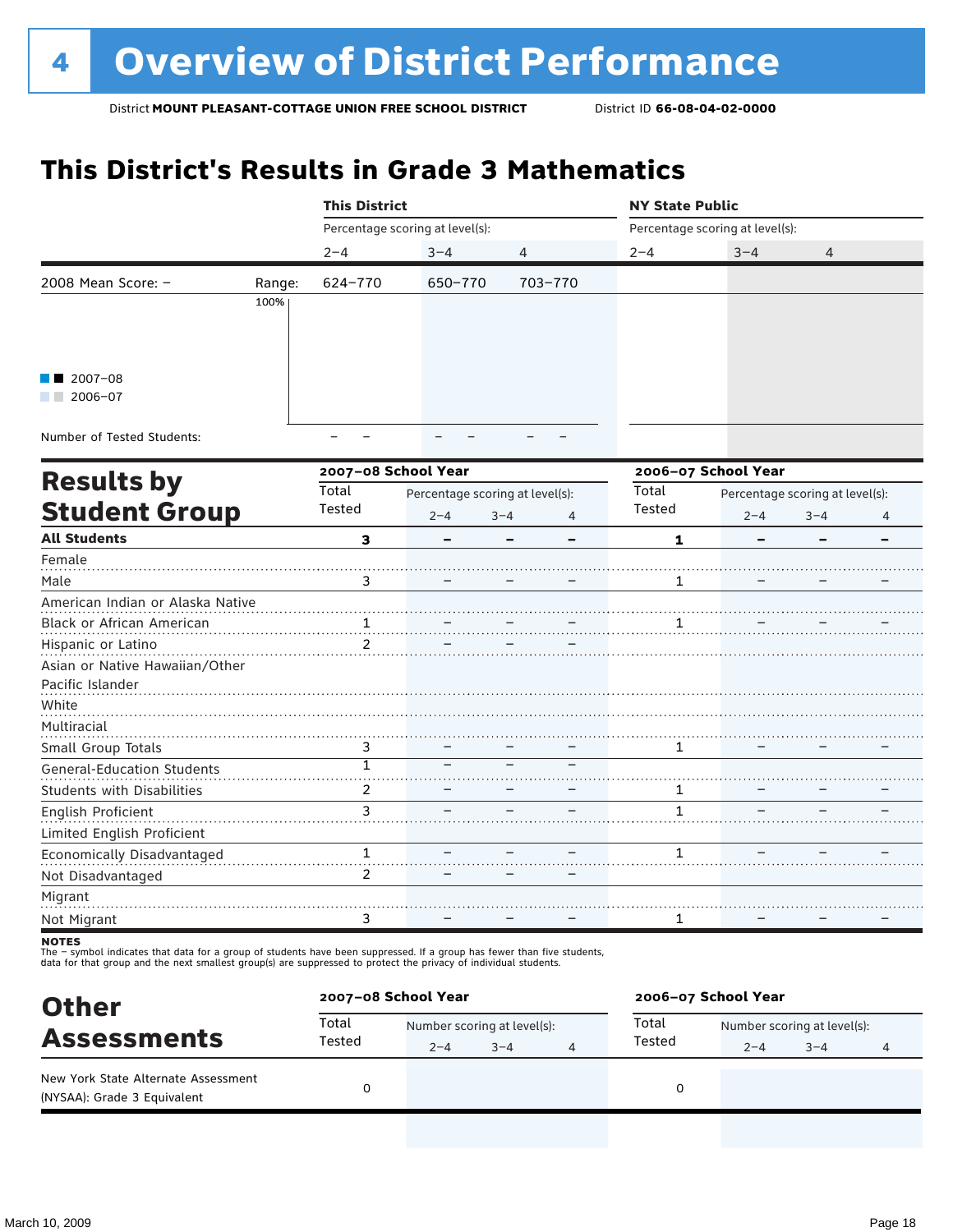# 4 Overview of District Performance

District **MOUNT PLEASANT-COTTAGE UNION FREE SCHOOL DISTRICT** District ID **66-08-04-02-0000**

## This District's Results in Grade 3 Mathematics

| | | This District | | | NY State Public | | |
|---|---|---|---|---|---|---|---|
| | | Percentage scoring at level(s): | | | Percentage scoring at level(s): | | |
| | | 2–4 | 3–4 | 4 | 2–4 | 3–4 | 4 |
| 2008 Mean Score: – | Range: | 624–770 | 650–770 | 703–770 | | | |
| Number of Tested Students: | | – – | – – | – – | | | |

■ ■ 2007–08
■ ■ 2006–07

## Results by Student Group

| | 2007–08 School Year | | | | 2006–07 School Year | | | |
|---|---|---|---|---|---|---|---|---|
| | Total Tested | Percentage scoring at level(s): | | | Total Tested | Percentage scoring at level(s): | | |
| | | 2–4 | 3–4 | 4 | | 2–4 | 3–4 | 4 |
| **All Students** | **3** | **–** | **–** | **–** | **1** | **–** | **–** | **–** |
| Female | | | | | | | | |
| Male | 3 | – | – | – | 1 | – | – | – |
| American Indian or Alaska Native | | | | | | | | |
| Black or African American | 1 | – | – | – | 1 | – | – | – |
| Hispanic or Latino | 2 | – | – | – | | | | |
| Asian or Native Hawaiian/Other Pacific Islander | | | | | | | | |
| White | | | | | | | | |
| Multiracial | | | | | | | | |
| Small Group Totals | 3 | – | – | – | 1 | – | – | – |
| General-Education Students | 1 | – | – | – | | | | |
| Students with Disabilities | 2 | – | – | – | 1 | – | – | – |
| English Proficient | 3 | – | – | – | 1 | – | – | – |
| Limited English Proficient | | | | | | | | |
| Economically Disadvantaged | 1 | – | – | – | 1 | – | – | – |
| Not Disadvantaged | 2 | – | – | – | | | | |
| Migrant | | | | | | | | |
| Not Migrant | 3 | – | – | – | 1 | – | – | – |

**NOTES**
The – symbol indicates that data for a group of students have been suppressed. If a group has fewer than five students, data for that group and the next smallest group(s) are suppressed to protect the privacy of individual students.

## Other Assessments

| | 2007–08 School Year | | | | 2006–07 School Year | | | |
|---|---|---|---|---|---|---|---|---|
| | Total Tested | Number scoring at level(s): | | | Total Tested | Number scoring at level(s): | | |
| | | 2–4 | 3–4 | 4 | | 2–4 | 3–4 | 4 |
| New York State Alternate Assessment (NYSAA): Grade 3 Equivalent | 0 | | | | 0 | | | |

March 10, 2009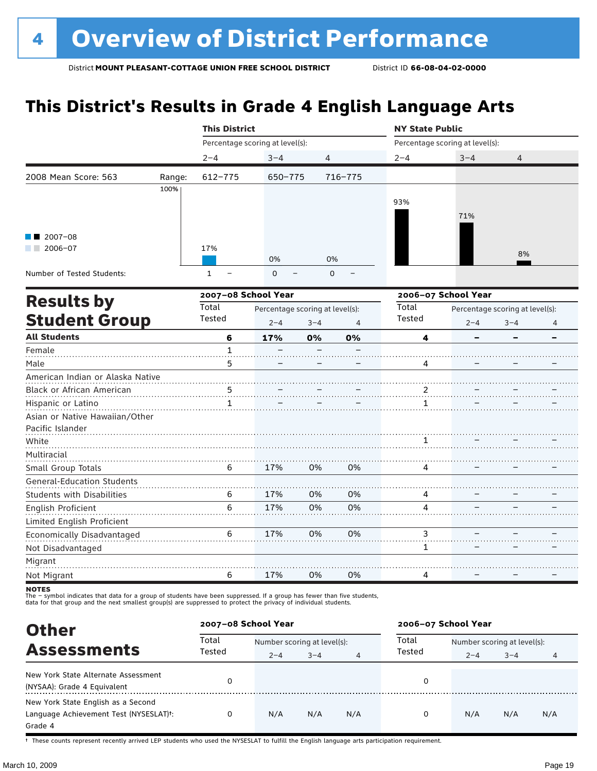# 4 Overview of District Performance

District **MOUNT PLEASANT-COTTAGE UNION FREE SCHOOL DISTRICT** District ID **66-08-04-02-0000**

## This District's Results in Grade 4 English Language Arts

| | | This District | | | NY State Public | | |
|---|---|---|---|---|---|---|---|
| | | Percentage scoring at level(s): | | | Percentage scoring at level(s): | | |
| | | 2–4 | 3–4 | 4 | 2–4 | 3–4 | 4 |
| 2008 Mean Score: 563 | Range: | 612–775 | 650–775 | 716–775 | | | |
| 2007–08 | | 17% | 0% | 0% | 93% | 71% | 8% |
| Number of Tested Students: | | 1 – | 0 – | 0 – | | | |

## Results by Student Group

| | 2007–08 School Year | | | | 2006–07 School Year | | | |
|---|---|---|---|---|---|---|---|---|
| | Total Tested | Percentage scoring at level(s): | | | Total Tested | Percentage scoring at level(s): | | |
| | | 2–4 | 3–4 | 4 | | 2–4 | 3–4 | 4 |
| **All Students** | **6** | **17%** | **0%** | **0%** | **4** | **–** | **–** | **–** |
| Female | 1 | – | – | – | | | | |
| Male | 5 | – | – | – | 4 | – | – | – |
| American Indian or Alaska Native | | | | | | | | |
| Black or African American | 5 | – | – | – | 2 | – | – | – |
| Hispanic or Latino | 1 | – | – | – | 1 | – | – | – |
| Asian or Native Hawaiian/Other Pacific Islander | | | | | | | | |
| White | | | | | 1 | – | – | – |
| Multiracial | | | | | | | | |
| Small Group Totals | 6 | 17% | 0% | 0% | 4 | – | – | – |
| General-Education Students | | | | | | | | |
| Students with Disabilities | 6 | 17% | 0% | 0% | 4 | – | – | – |
| English Proficient | 6 | 17% | 0% | 0% | 4 | – | – | – |
| Limited English Proficient | | | | | | | | |
| Economically Disadvantaged | 6 | 17% | 0% | 0% | 3 | – | – | – |
| Not Disadvantaged | | | | | 1 | – | – | – |
| Migrant | | | | | | | | |
| Not Migrant | 6 | 17% | 0% | 0% | 4 | – | – | – |

**NOTES**
The – symbol indicates that data for a group of students have been suppressed. If a group has fewer than five students, data for that group and the next smallest group(s) are suppressed to protect the privacy of individual students.

## Other Assessments

| | 2007–08 School Year | | | | 2006–07 School Year | | | |
|---|---|---|---|---|---|---|---|---|
| | Total Tested | Number scoring at level(s): | | | Total Tested | Number scoring at level(s): | | |
| | | 2–4 | 3–4 | 4 | | 2–4 | 3–4 | 4 |
| New York State Alternate Assessment (NYSAA): Grade 4 Equivalent | 0 | | | | 0 | | | |
| New York State English as a Second Language Achievement Test (NYSESLAT)†: Grade 4 | 0 | N/A | N/A | N/A | 0 | N/A | N/A | N/A |

† These counts represent recently arrived LEP students who used the NYSESLAT to fulfill the English language arts participation requirement.

March 10, 2009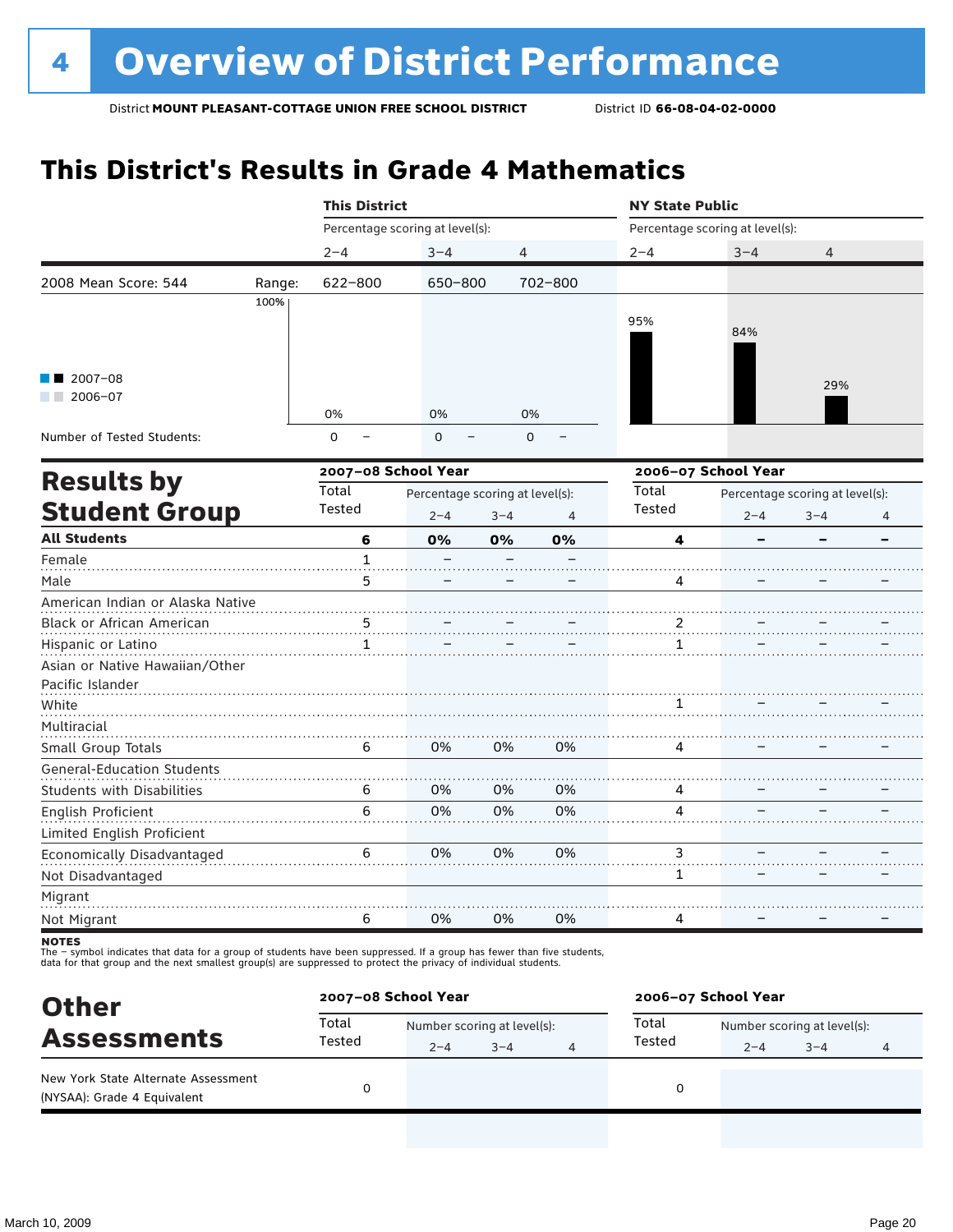# 4 Overview of District Performance

District **MOUNT PLEASANT-COTTAGE UNION FREE SCHOOL DISTRICT** District ID **66-08-04-02-0000**

## This District's Results in Grade 4 Mathematics

| | | This District | | | NY State Public | | |
|---|---|---|---|---|---|---|---|
| | | Percentage scoring at level(s): | | | Percentage scoring at level(s): | | |
| | | 2–4 | 3–4 | 4 | 2–4 | 3–4 | 4 |
| 2008 Mean Score: 544 | Range: | 622–800 | 650–800 | 702–800 | | | |
| 2007–08 | | 0% | 0% | 0% | 95% | 84% | 29% |
| Number of Tested Students: | | 0 – | 0 – | 0 – | | | |

## Results by Student Group

| | 2007–08 School Year | | | | 2006–07 School Year | | | |
|---|---|---|---|---|---|---|---|---|
| | Total Tested | Percentage scoring at level(s): | | | Total Tested | Percentage scoring at level(s): | | |
| | | 2–4 | 3–4 | 4 | | 2–4 | 3–4 | 4 |
| **All Students** | **6** | **0%** | **0%** | **0%** | **4** | **–** | **–** | **–** |
| Female | 1 | – | – | – | | | | |
| Male | 5 | – | – | – | 4 | – | – | – |
| American Indian or Alaska Native | | | | | | | | |
| Black or African American | 5 | – | – | – | 2 | – | – | – |
| Hispanic or Latino | 1 | – | – | – | 1 | – | – | – |
| Asian or Native Hawaiian/Other Pacific Islander | | | | | | | | |
| White | | | | | 1 | – | – | – |
| Multiracial | | | | | | | | |
| Small Group Totals | 6 | 0% | 0% | 0% | 4 | – | – | – |
| General-Education Students | | | | | | | | |
| Students with Disabilities | 6 | 0% | 0% | 0% | 4 | – | – | – |
| English Proficient | 6 | 0% | 0% | 0% | 4 | – | – | – |
| Limited English Proficient | | | | | | | | |
| Economically Disadvantaged | 6 | 0% | 0% | 0% | 3 | – | – | – |
| Not Disadvantaged | | | | | 1 | – | – | – |
| Migrant | | | | | | | | |
| Not Migrant | 6 | 0% | 0% | 0% | 4 | – | – | – |

**NOTES**
The – symbol indicates that data for a group of students have been suppressed. If a group has fewer than five students, data for that group and the next smallest group(s) are suppressed to protect the privacy of individual students.

## Other Assessments

| | 2007–08 School Year | | | | 2006–07 School Year | | | |
|---|---|---|---|---|---|---|---|---|
| | Total Tested | Number scoring at level(s): | | | Total Tested | Number scoring at level(s): | | |
| | | 2–4 | 3–4 | 4 | | 2–4 | 3–4 | 4 |
| New York State Alternate Assessment (NYSAA): Grade 4 Equivalent | 0 | | | | 0 | | | |

March 10, 2009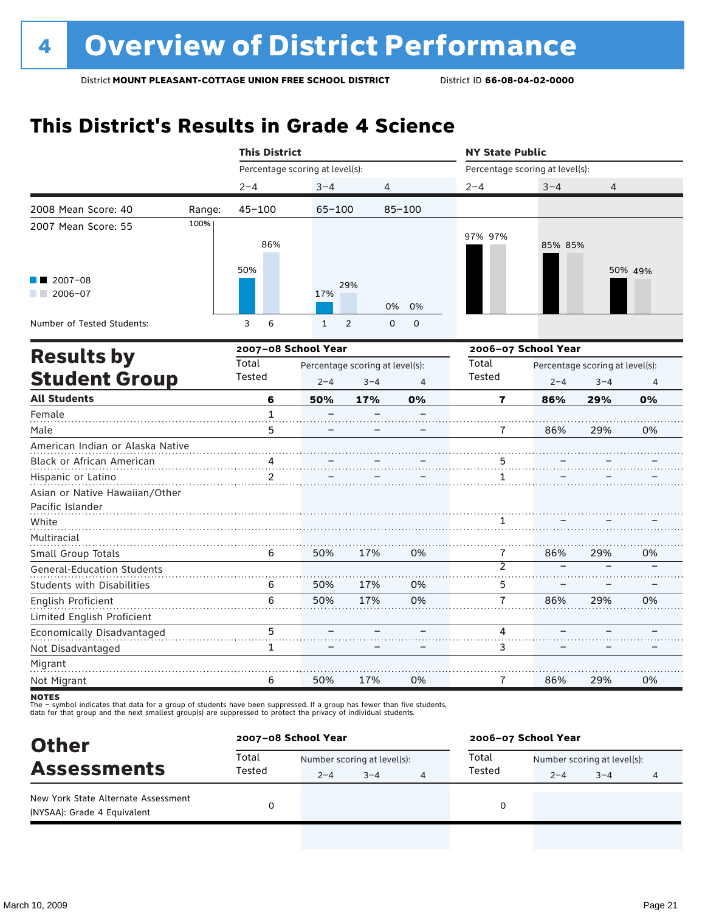# 4 Overview of District Performance

District **MOUNT PLEASANT-COTTAGE UNION FREE SCHOOL DISTRICT** District ID **66-08-04-02-0000**

## This District's Results in Grade 4 Science

| | This District | | | NY State Public | | |
|---|---|---|---|---|---|---|
| | Percentage scoring at level(s): | | | Percentage scoring at level(s): | | |
| | 2–4 | 3–4 | 4 | 2–4 | 3–4 | 4 |
| Range: | 45–100 | 65–100 | 85–100 | | | |
| 2007–08 | 50% | 17% | 0% | 97% | 85% | 50% |
| 2006–07 | 86% | 29% | 0% | 97% | 85% | 49% |
| Number of Tested Students: 2007–08 | 3 | 1 | 0 | | | |
| Number of Tested Students: 2006–07 | 6 | 2 | 0 | | | |

2008 Mean Score: 40

2007 Mean Score: 55

## Results by Student Group

| | 2007–08 School Year | | | | 2006–07 School Year | | | |
|---|---|---|---|---|---|---|---|---|
| | Total Tested | Percentage scoring at level(s): | | | Total Tested | Percentage scoring at level(s): | | |
| | | 2–4 | 3–4 | 4 | | 2–4 | 3–4 | 4 |
| **All Students** | **6** | **50%** | **17%** | **0%** | **7** | **86%** | **29%** | **0%** |
| Female | 1 | – | – | – | | | | |
| Male | 5 | – | – | – | 7 | 86% | 29% | 0% |
| American Indian or Alaska Native | | | | | | | | |
| Black or African American | 4 | – | – | – | 5 | – | – | – |
| Hispanic or Latino | 2 | – | – | – | 1 | – | – | – |
| Asian or Native Hawaiian/Other Pacific Islander | | | | | | | | |
| White | | | | | 1 | – | – | – |
| Multiracial | | | | | | | | |
| Small Group Totals | 6 | 50% | 17% | 0% | 7 | 86% | 29% | 0% |
| General-Education Students | | | | | 2 | – | – | – |
| Students with Disabilities | 6 | 50% | 17% | 0% | 5 | – | – | – |
| English Proficient | 6 | 50% | 17% | 0% | 7 | 86% | 29% | 0% |
| Limited English Proficient | | | | | | | | |
| Economically Disadvantaged | 5 | – | – | – | 4 | – | – | – |
| Not Disadvantaged | 1 | – | – | – | 3 | – | – | – |
| Migrant | | | | | | | | |
| Not Migrant | 6 | 50% | 17% | 0% | 7 | 86% | 29% | 0% |

**NOTES**
The – symbol indicates that data for a group of students have been suppressed. If a group has fewer than five students, data for that group and the next smallest group(s) are suppressed to protect the privacy of individual students.

## Other Assessments

| | 2007–08 School Year | | | | 2006–07 School Year | | | |
|---|---|---|---|---|---|---|---|---|
| | Total Tested | Number scoring at level(s): | | | Total Tested | Number scoring at level(s): | | |
| | | 2–4 | 3–4 | 4 | | 2–4 | 3–4 | 4 |
| New York State Alternate Assessment (NYSAA): Grade 4 Equivalent | 0 | | | | 0 | | | |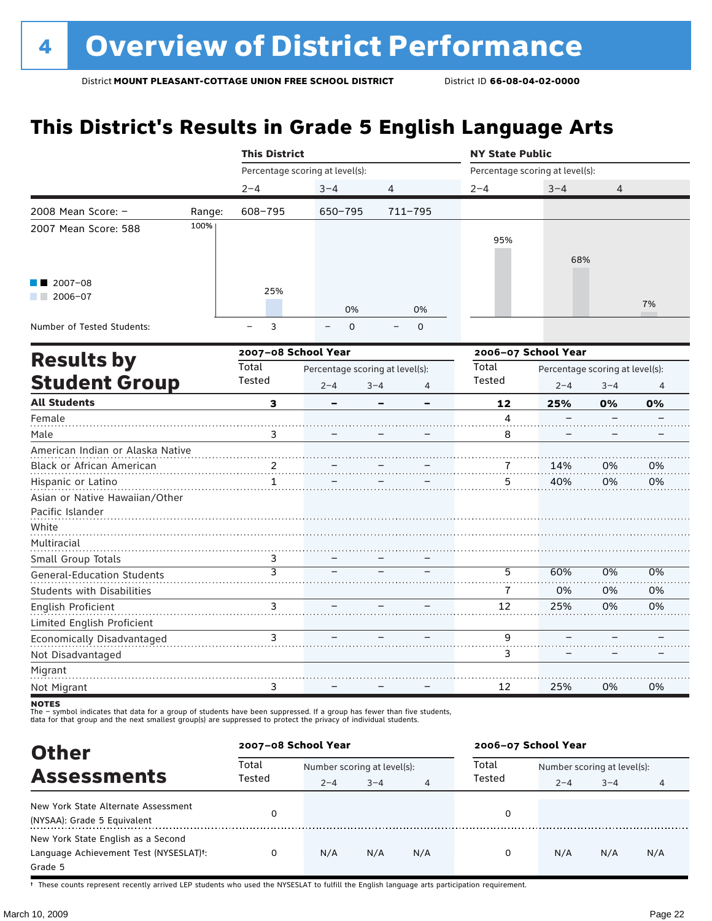# 4 Overview of District Performance

District **MOUNT PLEASANT-COTTAGE UNION FREE SCHOOL DISTRICT** District ID **66-08-04-02-0000**

## This District's Results in Grade 5 English Language Arts

| | | This District | | | NY State Public | | |
|---|---|---|---|---|---|---|---|
| | | Percentage scoring at level(s): | | | Percentage scoring at level(s): | | |
| | | 2–4 | 3–4 | 4 | 2–4 | 3–4 | 4 |
| 2008 Mean Score: – | Range: | 608–795 | 650–795 | 711–795 | | | |
| 2007 Mean Score: 588 | | 25% | 0% | 0% | 95% | 68% | 7% |
| Number of Tested Students: | | – 3 | – 0 | – 0 | | | |

Legend: ■ 2007–08 ■ 2006–07

## Results by Student Group

| | 2007–08 School Year | | | | 2006–07 School Year | | | |
|---|---|---|---|---|---|---|---|---|
| | Total Tested | Percentage scoring at level(s): 2–4 | 3–4 | 4 | Total Tested | Percentage scoring at level(s): 2–4 | 3–4 | 4 |
| **All Students** | **3** | **–** | **–** | **–** | **12** | **25%** | **0%** | **0%** |
| Female | | | | | 4 | – | – | – |
| Male | 3 | – | – | – | 8 | – | – | – |
| American Indian or Alaska Native | | | | | | | | |
| Black or African American | 2 | – | – | – | 7 | 14% | 0% | 0% |
| Hispanic or Latino | 1 | – | – | – | 5 | 40% | 0% | 0% |
| Asian or Native Hawaiian/Other Pacific Islander | | | | | | | | |
| White | | | | | | | | |
| Multiracial | | | | | | | | |
| Small Group Totals | 3 | – | – | – | | | | |
| General-Education Students | 3 | – | – | – | 5 | 60% | 0% | 0% |
| Students with Disabilities | | | | | 7 | 0% | 0% | 0% |
| English Proficient | 3 | – | – | – | 12 | 25% | 0% | 0% |
| Limited English Proficient | | | | | | | | |
| Economically Disadvantaged | 3 | – | – | – | 9 | – | – | – |
| Not Disadvantaged | | | | | 3 | – | – | – |
| Migrant | | | | | | | | |
| Not Migrant | 3 | – | – | – | 12 | 25% | 0% | 0% |

**NOTES**
The – symbol indicates that data for a group of students have been suppressed. If a group has fewer than five students, data for that group and the next smallest group(s) are suppressed to protect the privacy of individual students.

## Other Assessments

| | 2007–08 School Year | | | | 2006–07 School Year | | | |
|---|---|---|---|---|---|---|---|---|
| | Total Tested | Number scoring at level(s): 2–4 | 3–4 | 4 | Total Tested | Number scoring at level(s): 2–4 | 3–4 | 4 |
| New York State Alternate Assessment (NYSAA): Grade 5 Equivalent | 0 | | | | 0 | | | |
| New York State English as a Second Language Achievement Test (NYSESLAT)†: Grade 5 | 0 | N/A | N/A | N/A | 0 | N/A | N/A | N/A |

† These counts represent recently arrived LEP students who used the NYSESLAT to fulfill the English language arts participation requirement.

March 10, 2009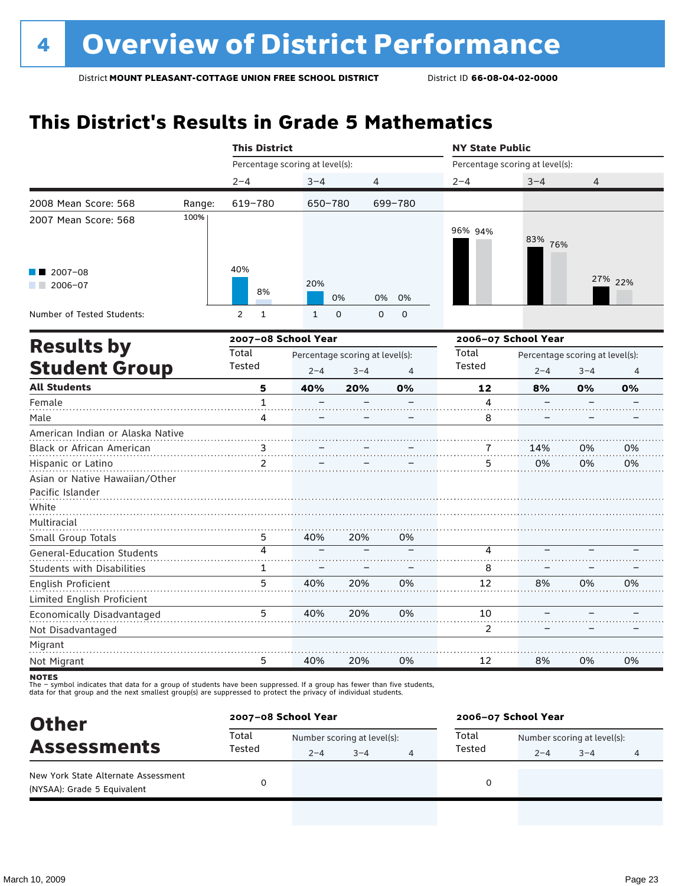# 4 Overview of District Performance

District **MOUNT PLEASANT-COTTAGE UNION FREE SCHOOL DISTRICT** District ID **66-08-04-02-0000**

## This District's Results in Grade 5 Mathematics

| | | This District | | | NY State Public | | |
|---|---|---|---|---|---|---|---|
| | | Percentage scoring at level(s): | | | Percentage scoring at level(s): | | |
| | | 2–4 | 3–4 | 4 | 2–4 | 3–4 | 4 |
| 2008 Mean Score: 568 | Range: | 619–780 | 650–780 | 699–780 | | | |
| 2007 Mean Score: 568 | | | | | | | |
| 2007–08 | | 40% | 20% | 0% | 96% | 83% | 27% |
| 2006–07 | | 8% | 0% | 0% | 94% | 76% | 22% |
| Number of Tested Students: 2007–08 | | 2 | 1 | 0 | | | |
| Number of Tested Students: 2006–07 | | 1 | 0 | 0 | | | |

## Results by Student Group

| | 2007–08 School Year | | | | 2006–07 School Year | | | |
|---|---|---|---|---|---|---|---|---|
| | Total Tested | Percentage scoring at level(s): | | | Total Tested | Percentage scoring at level(s): | | |
| | | 2–4 | 3–4 | 4 | | 2–4 | 3–4 | 4 |
| **All Students** | **5** | **40%** | **20%** | **0%** | **12** | **8%** | **0%** | **0%** |
| Female | 1 | – | – | – | 4 | – | – | – |
| Male | 4 | – | – | – | 8 | – | – | – |
| American Indian or Alaska Native | | | | | | | | |
| Black or African American | 3 | – | – | – | 7 | 14% | 0% | 0% |
| Hispanic or Latino | 2 | – | – | – | 5 | 0% | 0% | 0% |
| Asian or Native Hawaiian/Other Pacific Islander | | | | | | | | |
| White | | | | | | | | |
| Multiracial | | | | | | | | |
| Small Group Totals | 5 | 40% | 20% | 0% | | | | |
| General-Education Students | 4 | – | – | – | 4 | – | – | – |
| Students with Disabilities | 1 | – | – | – | 8 | – | – | – |
| English Proficient | 5 | 40% | 20% | 0% | 12 | 8% | 0% | 0% |
| Limited English Proficient | | | | | | | | |
| Economically Disadvantaged | 5 | 40% | 20% | 0% | 10 | – | – | – |
| Not Disadvantaged | | | | | 2 | – | – | – |
| Migrant | | | | | | | | |
| Not Migrant | 5 | 40% | 20% | 0% | 12 | 8% | 0% | 0% |

**NOTES**
The – symbol indicates that data for a group of students have been suppressed. If a group has fewer than five students, data for that group and the next smallest group(s) are suppressed to protect the privacy of individual students.

## Other Assessments

| | 2007–08 School Year | | | | 2006–07 School Year | | | |
|---|---|---|---|---|---|---|---|---|
| | Total Tested | Number scoring at level(s): | | | Total Tested | Number scoring at level(s): | | |
| | | 2–4 | 3–4 | 4 | | 2–4 | 3–4 | 4 |
| New York State Alternate Assessment (NYSAA): Grade 5 Equivalent | 0 | | | | 0 | | | |

March 10, 2009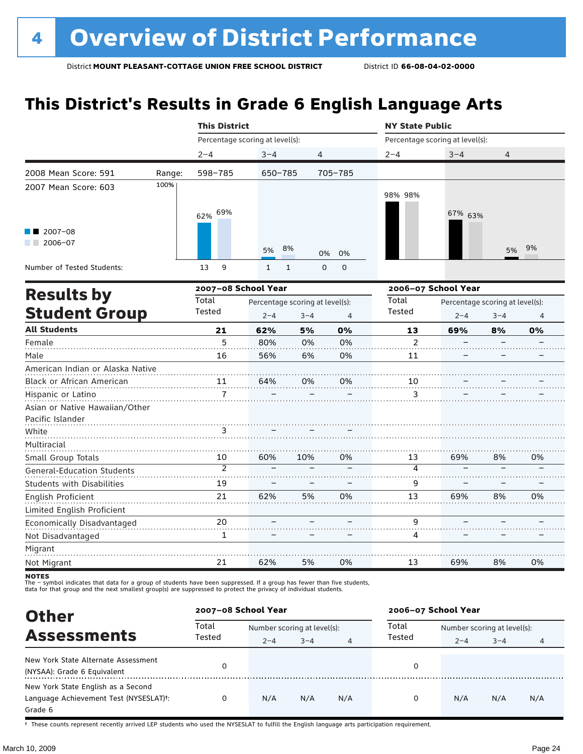# 4 Overview of District Performance

District **MOUNT PLEASANT-COTTAGE UNION FREE SCHOOL DISTRICT** District ID **66-08-04-02-0000**

## This District's Results in Grade 6 English Language Arts

| | | This District | | | NY State Public | | |
|---|---|---|---|---|---|---|---|
| | | Percentage scoring at level(s): | | | Percentage scoring at level(s): | | |
| | | 2–4 | 3–4 | 4 | 2–4 | 3–4 | 4 |
| 2008 Mean Score: 591 | Range: | 598–785 | 650–785 | 705–785 | | | |
| 2007 Mean Score: 603 | 2007–08 | 62% | 5% | 0% | 98% | 67% | 5% |
| | 2006–07 | 69% | 8% | 0% | 98% | 63% | 9% |
| Number of Tested Students: | 2007–08 | 13 | 1 | 0 | | | |
| | 2006–07 | 9 | 1 | 0 | | | |

## Results by Student Group

| | 2007–08 School Year | | | | 2006–07 School Year | | | |
|---|---|---|---|---|---|---|---|---|
| | Total Tested | Percentage scoring at level(s): 2–4 | 3–4 | 4 | Total Tested | Percentage scoring at level(s): 2–4 | 3–4 | 4 |
| **All Students** | **21** | **62%** | **5%** | **0%** | **13** | **69%** | **8%** | **0%** |
| Female | 5 | 80% | 0% | 0% | 2 | – | – | – |
| Male | 16 | 56% | 6% | 0% | 11 | – | – | – |
| American Indian or Alaska Native | | | | | | | | |
| Black or African American | 11 | 64% | 0% | 0% | 10 | – | – | – |
| Hispanic or Latino | 7 | – | – | – | 3 | – | – | – |
| Asian or Native Hawaiian/Other Pacific Islander | | | | | | | | |
| White | 3 | – | – | – | | | | |
| Multiracial | | | | | | | | |
| Small Group Totals | 10 | 60% | 10% | 0% | 13 | 69% | 8% | 0% |
| General-Education Students | 2 | – | – | – | 4 | – | – | – |
| Students with Disabilities | 19 | – | – | – | 9 | – | – | – |
| English Proficient | 21 | 62% | 5% | 0% | 13 | 69% | 8% | 0% |
| Limited English Proficient | | | | | | | | |
| Economically Disadvantaged | 20 | – | – | – | 9 | – | – | – |
| Not Disadvantaged | 1 | – | – | – | 4 | – | – | – |
| Migrant | | | | | | | | |
| Not Migrant | 21 | 62% | 5% | 0% | 13 | 69% | 8% | 0% |

**NOTES**
The – symbol indicates that data for a group of students have been suppressed. If a group has fewer than five students, data for that group and the next smallest group(s) are suppressed to protect the privacy of individual students.

## Other Assessments

| | 2007–08 School Year | | | | 2006–07 School Year | | | |
|---|---|---|---|---|---|---|---|---|
| | Total Tested | Number scoring at level(s): 2–4 | 3–4 | 4 | Total Tested | Number scoring at level(s): 2–4 | 3–4 | 4 |
| New York State Alternate Assessment (NYSAA): Grade 6 Equivalent | 0 | | | | 0 | | | |
| New York State English as a Second Language Achievement Test (NYSESLAT)†: Grade 6 | 0 | N/A | N/A | N/A | 0 | N/A | N/A | N/A |

† These counts represent recently arrived LEP students who used the NYSESLAT to fulfill the English language arts participation requirement.

March 10, 2009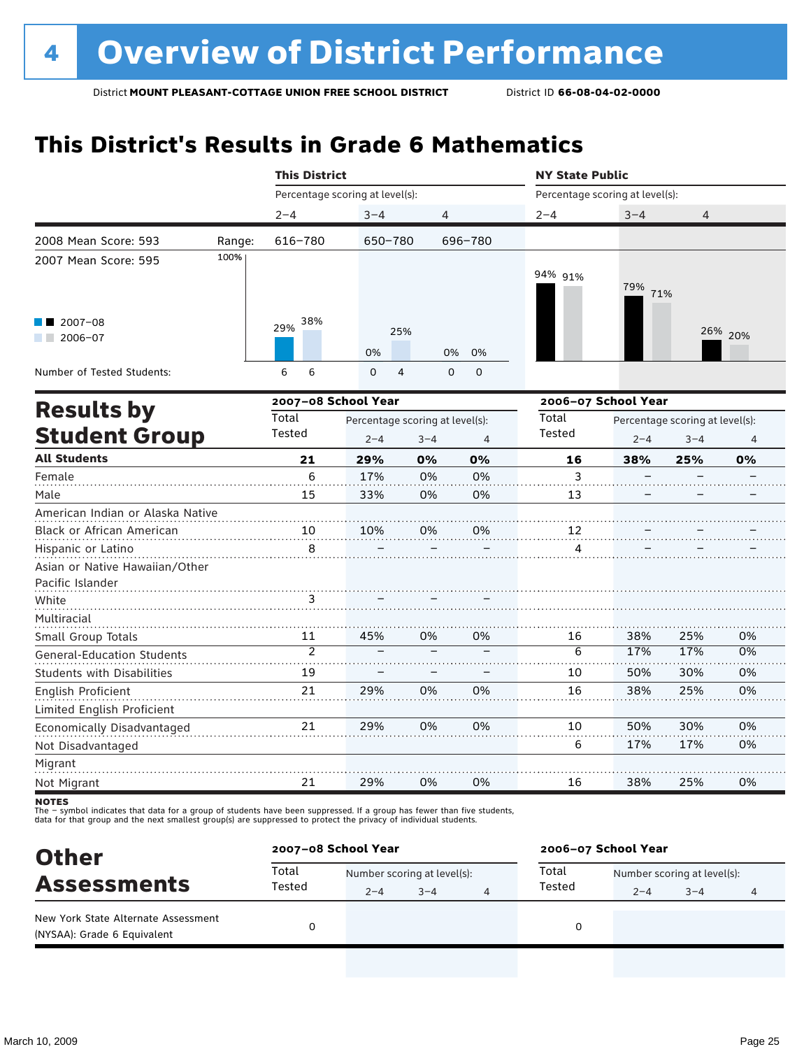# 4 Overview of District Performance

District **MOUNT PLEASANT-COTTAGE UNION FREE SCHOOL DISTRICT** District ID **66-08-04-02-0000**

## This District's Results in Grade 6 Mathematics

| | | This District | | | NY State Public | | |
|---|---|---|---|---|---|---|---|
| | | Percentage scoring at level(s): | | | Percentage scoring at level(s): | | |
| | | 2–4 | 3–4 | 4 | 2–4 | 3–4 | 4 |
| 2008 Mean Score: 593 | Range: | 616–780 | 650–780 | 696–780 | | | |
| 2007 Mean Score: 595 | | | | | | | |
| 2007–08 | | 29% | 0% | 0% | 94% | 79% | 26% |
| 2006–07 | | 38% | 25% | 0% | 91% | 71% | 20% |
| Number of Tested Students: 2007–08 | | 6 | 0 | 0 | | | |
| Number of Tested Students: 2006–07 | | 6 | 4 | 0 | | | |

## Results by Student Group

| | 2007–08 School Year | | | | 2006–07 School Year | | | |
|---|---|---|---|---|---|---|---|---|
| | Total Tested | Percentage scoring at level(s): | | | Total Tested | Percentage scoring at level(s): | | |
| | | 2–4 | 3–4 | 4 | | 2–4 | 3–4 | 4 |
| **All Students** | **21** | **29%** | **0%** | **0%** | **16** | **38%** | **25%** | **0%** |
| Female | 6 | 17% | 0% | 0% | 3 | – | – | – |
| Male | 15 | 33% | 0% | 0% | 13 | – | – | – |
| American Indian or Alaska Native | | | | | | | | |
| Black or African American | 10 | 10% | 0% | 0% | 12 | – | – | – |
| Hispanic or Latino | 8 | – | – | – | 4 | – | – | – |
| Asian or Native Hawaiian/Other Pacific Islander | | | | | | | | |
| White | 3 | – | – | – | | | | |
| Multiracial | | | | | | | | |
| Small Group Totals | 11 | 45% | 0% | 0% | 16 | 38% | 25% | 0% |
| General-Education Students | 2 | – | – | – | 6 | 17% | 17% | 0% |
| Students with Disabilities | 19 | – | – | – | 10 | 50% | 30% | 0% |
| English Proficient | 21 | 29% | 0% | 0% | 16 | 38% | 25% | 0% |
| Limited English Proficient | | | | | | | | |
| Economically Disadvantaged | 21 | 29% | 0% | 0% | 10 | 50% | 30% | 0% |
| Not Disadvantaged | | | | | 6 | 17% | 17% | 0% |
| Migrant | | | | | | | | |
| Not Migrant | 21 | 29% | 0% | 0% | 16 | 38% | 25% | 0% |

**NOTES**
The – symbol indicates that data for a group of students have been suppressed. If a group has fewer than five students, data for that group and the next smallest group(s) are suppressed to protect the privacy of individual students.

## Other Assessments

| | 2007–08 School Year | | | | 2006–07 School Year | | | |
|---|---|---|---|---|---|---|---|---|
| | Total Tested | Number scoring at level(s): | | | Total Tested | Number scoring at level(s): | | |
| | | 2–4 | 3–4 | 4 | | 2–4 | 3–4 | 4 |
| New York State Alternate Assessment (NYSAA): Grade 6 Equivalent | 0 | | | | 0 | | | |

March 10, 2009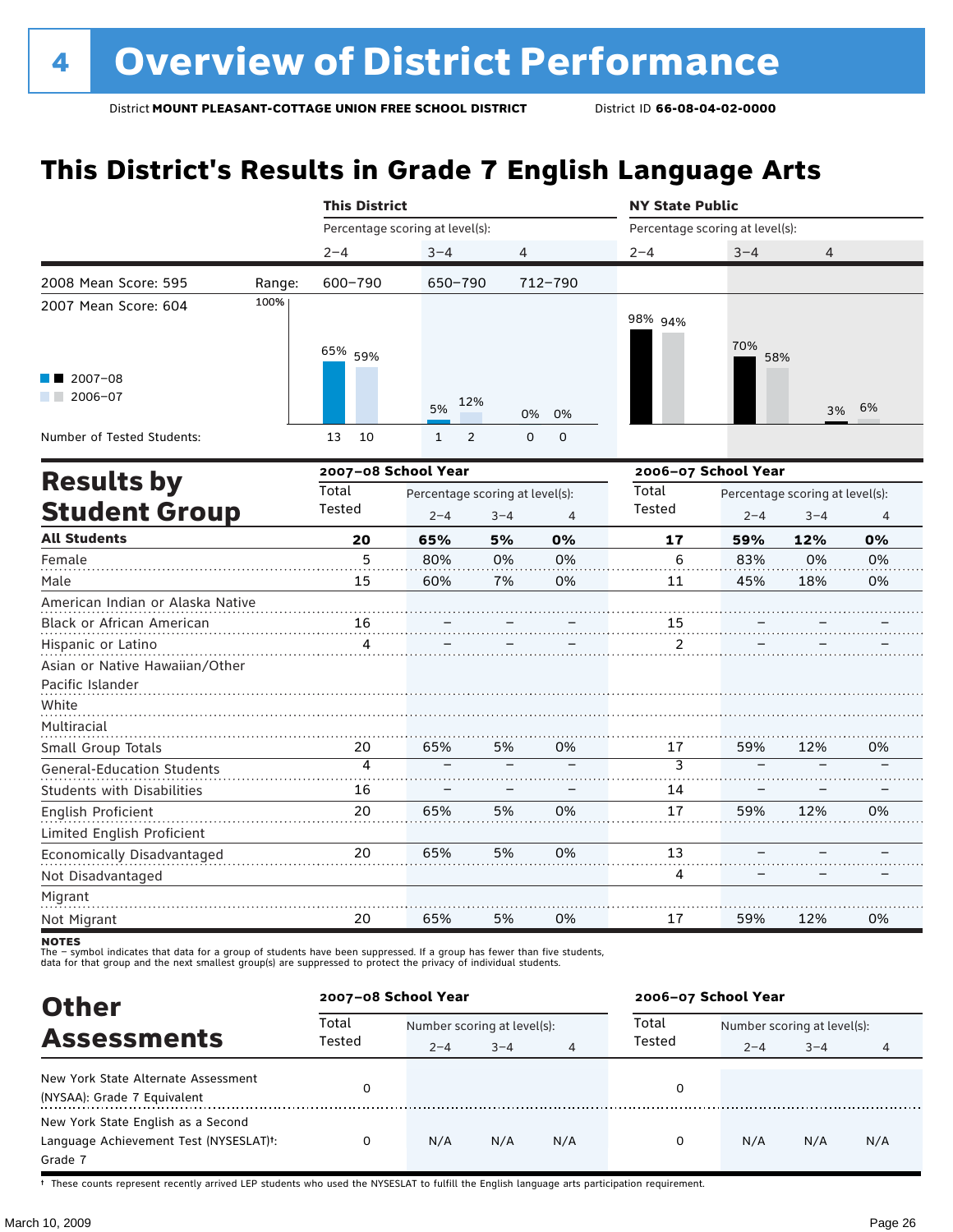# 4 Overview of District Performance

District **MOUNT PLEASANT-COTTAGE UNION FREE SCHOOL DISTRICT** District ID **66-08-04-02-0000**

## This District's Results in Grade 7 English Language Arts

| | | This District | | | NY State Public | | |
|---|---|---|---|---|---|---|---|
| | | Percentage scoring at level(s): | | | Percentage scoring at level(s): | | |
| | | 2–4 | 3–4 | 4 | 2–4 | 3–4 | 4 |
| 2008 Mean Score: 595 | Range: | 600–790 | 650–790 | 712–790 | | | |
| 2007 Mean Score: 604 | | | | | | | |
| 2007–08 | | 65% | 5% | 0% | 98% | 70% | 3% |
| 2006–07 | | 59% | 12% | 0% | 94% | 58% | 6% |
| Number of Tested Students: 2007–08 | | 13 | 1 | 0 | | | |
| Number of Tested Students: 2006–07 | | 10 | 2 | 0 | | | |

## Results by Student Group

| | 2007–08 School Year | | | | 2006–07 School Year | | | |
|---|---|---|---|---|---|---|---|---|
| | Total Tested | Percentage scoring at level(s): | | | Total Tested | Percentage scoring at level(s): | | |
| | | 2–4 | 3–4 | 4 | | 2–4 | 3–4 | 4 |
| **All Students** | **20** | **65%** | **5%** | **0%** | **17** | **59%** | **12%** | **0%** |
| Female | 5 | 80% | 0% | 0% | 6 | 83% | 0% | 0% |
| Male | 15 | 60% | 7% | 0% | 11 | 45% | 18% | 0% |
| American Indian or Alaska Native | | | | | | | | |
| Black or African American | 16 | – | – | – | 15 | – | – | – |
| Hispanic or Latino | 4 | – | – | – | 2 | – | – | – |
| Asian or Native Hawaiian/Other Pacific Islander | | | | | | | | |
| White | | | | | | | | |
| Multiracial | | | | | | | | |
| Small Group Totals | 20 | 65% | 5% | 0% | 17 | 59% | 12% | 0% |
| General-Education Students | 4 | – | – | – | 3 | – | – | – |
| Students with Disabilities | 16 | – | – | – | 14 | – | – | – |
| English Proficient | 20 | 65% | 5% | 0% | 17 | 59% | 12% | 0% |
| Limited English Proficient | | | | | | | | |
| Economically Disadvantaged | 20 | 65% | 5% | 0% | 13 | – | – | – |
| Not Disadvantaged | | | | | 4 | – | – | – |
| Migrant | | | | | | | | |
| Not Migrant | 20 | 65% | 5% | 0% | 17 | 59% | 12% | 0% |

**NOTES**
The – symbol indicates that data for a group of students have been suppressed. If a group has fewer than five students, data for that group and the next smallest group(s) are suppressed to protect the privacy of individual students.

## Other Assessments

| | 2007–08 School Year | | | | 2006–07 School Year | | | |
|---|---|---|---|---|---|---|---|---|
| | Total Tested | Number scoring at level(s): | | | Total Tested | Number scoring at level(s): | | |
| | | 2–4 | 3–4 | 4 | | 2–4 | 3–4 | 4 |
| New York State Alternate Assessment (NYSAA): Grade 7 Equivalent | 0 | | | | 0 | | | |
| New York State English as a Second Language Achievement Test (NYSESLAT)†: Grade 7 | 0 | N/A | N/A | N/A | 0 | N/A | N/A | N/A |

† These counts represent recently arrived LEP students who used the NYSESLAT to fulfill the English language arts participation requirement.

March 10, 2009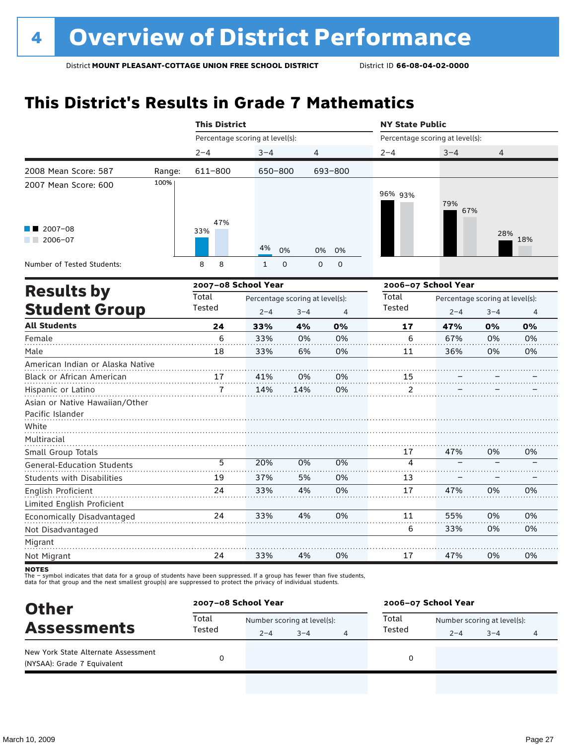# 4 Overview of District Performance

District **MOUNT PLEASANT-COTTAGE UNION FREE SCHOOL DISTRICT** District ID **66-08-04-02-0000**

## This District's Results in Grade 7 Mathematics

| | | This District | | | NY State Public | | |
|---|---|---|---|---|---|---|---|
| | | Percentage scoring at level(s): | | | Percentage scoring at level(s): | | |
| | | 2–4 | 3–4 | 4 | 2–4 | 3–4 | 4 |
| 2008 Mean Score: 587 | Range: | 611–800 | 650–800 | 693–800 | | | |
| 2007 Mean Score: 600 | | | | | | | |
| 2007–08 | | 33% | 4% | 0% | 96% | 79% | 28% |
| 2006–07 | | 47% | 0% | 0% | 93% | 67% | 18% |
| Number of Tested Students: 2007–08 | | 8 | 1 | 0 | | | |
| Number of Tested Students: 2006–07 | | 8 | 0 | 0 | | | |

## Results by Student Group

| | 2007–08 School Year | | | | 2006–07 School Year | | | |
|---|---|---|---|---|---|---|---|---|
| | Total Tested | Percentage scoring at level(s): | | | Total Tested | Percentage scoring at level(s): | | |
| | | 2–4 | 3–4 | 4 | | 2–4 | 3–4 | 4 |
| **All Students** | **24** | **33%** | **4%** | **0%** | **17** | **47%** | **0%** | **0%** |
| Female | 6 | 33% | 0% | 0% | 6 | 67% | 0% | 0% |
| Male | 18 | 33% | 6% | 0% | 11 | 36% | 0% | 0% |
| American Indian or Alaska Native | | | | | | | | |
| Black or African American | 17 | 41% | 0% | 0% | 15 | – | – | – |
| Hispanic or Latino | 7 | 14% | 14% | 0% | 2 | – | – | – |
| Asian or Native Hawaiian/Other Pacific Islander | | | | | | | | |
| White | | | | | | | | |
| Multiracial | | | | | | | | |
| Small Group Totals | | | | | 17 | 47% | 0% | 0% |
| General-Education Students | 5 | 20% | 0% | 0% | 4 | – | – | – |
| Students with Disabilities | 19 | 37% | 5% | 0% | 13 | – | – | – |
| English Proficient | 24 | 33% | 4% | 0% | 17 | 47% | 0% | 0% |
| Limited English Proficient | | | | | | | | |
| Economically Disadvantaged | 24 | 33% | 4% | 0% | 11 | 55% | 0% | 0% |
| Not Disadvantaged | | | | | 6 | 33% | 0% | 0% |
| Migrant | | | | | | | | |
| Not Migrant | 24 | 33% | 4% | 0% | 17 | 47% | 0% | 0% |

**NOTES**
The – symbol indicates that data for a group of students have been suppressed. If a group has fewer than five students, data for that group and the next smallest group(s) are suppressed to protect the privacy of individual students.

## Other Assessments

| | 2007–08 School Year | | | | 2006–07 School Year | | | |
|---|---|---|---|---|---|---|---|---|
| | Total Tested | Number scoring at level(s): | | | Total Tested | Number scoring at level(s): | | |
| | | 2–4 | 3–4 | 4 | | 2–4 | 3–4 | 4 |
| New York State Alternate Assessment (NYSAA): Grade 7 Equivalent | 0 | | | | 0 | | | |

March 10, 2009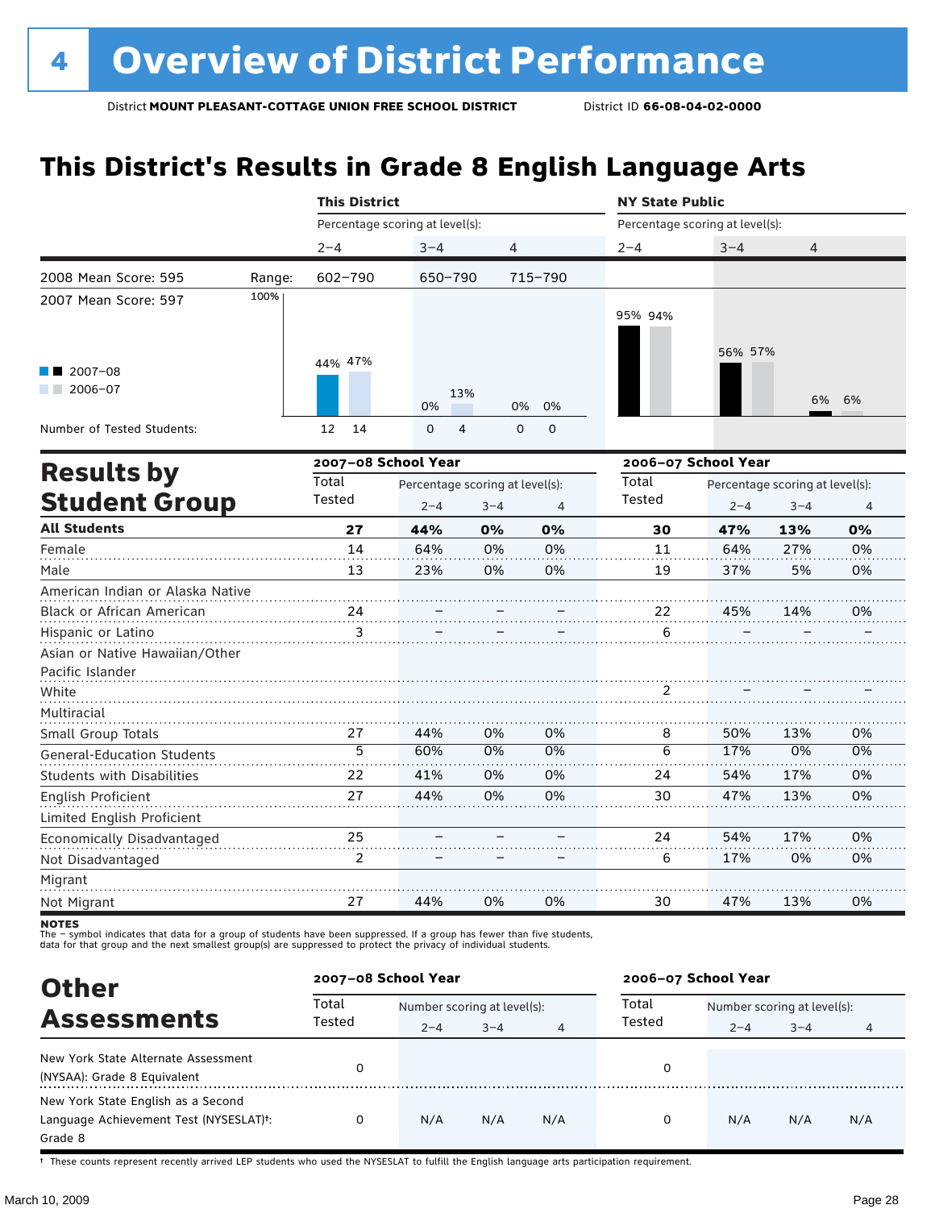# 4 Overview of District Performance

District **MOUNT PLEASANT-COTTAGE UNION FREE SCHOOL DISTRICT** District ID **66-08-04-02-0000**

## This District's Results in Grade 8 English Language Arts

| | | This District | | | NY State Public | | |
|---|---|---|---|---|---|---|---|
| | | Percentage scoring at level(s): | | | Percentage scoring at level(s): | | |
| | | 2–4 | 3–4 | 4 | 2–4 | 3–4 | 4 |
| 2008 Mean Score: 595 | Range: | 602–790 | 650–790 | 715–790 | | | |
| 2007 Mean Score: 597 | | | | | | | |
| 2007–08 | | 44% | 0% | 0% | 95% | 56% | 6% |
| 2006–07 | | 47% | 13% | 0% | 94% | 57% | 6% |
| Number of Tested Students: 2007–08 | | 12 | 0 | 0 | | | |
| Number of Tested Students: 2006–07 | | 14 | 4 | 0 | | | |

## Results by Student Group

| | 2007–08 School Year | | | | 2006–07 School Year | | | |
|---|---|---|---|---|---|---|---|---|
| | Total Tested | Percentage scoring at level(s): 2–4 | 3–4 | 4 | Total Tested | Percentage scoring at level(s): 2–4 | 3–4 | 4 |
| **All Students** | **27** | **44%** | **0%** | **0%** | **30** | **47%** | **13%** | **0%** |
| Female | 14 | 64% | 0% | 0% | 11 | 64% | 27% | 0% |
| Male | 13 | 23% | 0% | 0% | 19 | 37% | 5% | 0% |
| American Indian or Alaska Native | | | | | | | | |
| Black or African American | 24 | – | – | – | 22 | 45% | 14% | 0% |
| Hispanic or Latino | 3 | – | – | – | 6 | – | – | – |
| Asian or Native Hawaiian/Other Pacific Islander | | | | | | | | |
| White | | | | | 2 | – | – | – |
| Multiracial | | | | | | | | |
| Small Group Totals | 27 | 44% | 0% | 0% | 8 | 50% | 13% | 0% |
| General-Education Students | 5 | 60% | 0% | 0% | 6 | 17% | 0% | 0% |
| Students with Disabilities | 22 | 41% | 0% | 0% | 24 | 54% | 17% | 0% |
| English Proficient | 27 | 44% | 0% | 0% | 30 | 47% | 13% | 0% |
| Limited English Proficient | | | | | | | | |
| Economically Disadvantaged | 25 | – | – | – | 24 | 54% | 17% | 0% |
| Not Disadvantaged | 2 | – | – | – | 6 | 17% | 0% | 0% |
| Migrant | | | | | | | | |
| Not Migrant | 27 | 44% | 0% | 0% | 30 | 47% | 13% | 0% |

**NOTES**
The – symbol indicates that data for a group of students have been suppressed. If a group has fewer than five students, data for that group and the next smallest group(s) are suppressed to protect the privacy of individual students.

## Other Assessments

| | 2007–08 School Year | | | | 2006–07 School Year | | | |
|---|---|---|---|---|---|---|---|---|
| | Total Tested | Number scoring at level(s): 2–4 | 3–4 | 4 | Total Tested | Number scoring at level(s): 2–4 | 3–4 | 4 |
| New York State Alternate Assessment (NYSAA): Grade 8 Equivalent | 0 | | | | 0 | | | |
| New York State English as a Second Language Achievement Test (NYSESLAT)†: Grade 8 | 0 | N/A | N/A | N/A | 0 | N/A | N/A | N/A |

† These counts represent recently arrived LEP students who used the NYSESLAT to fulfill the English language arts participation requirement.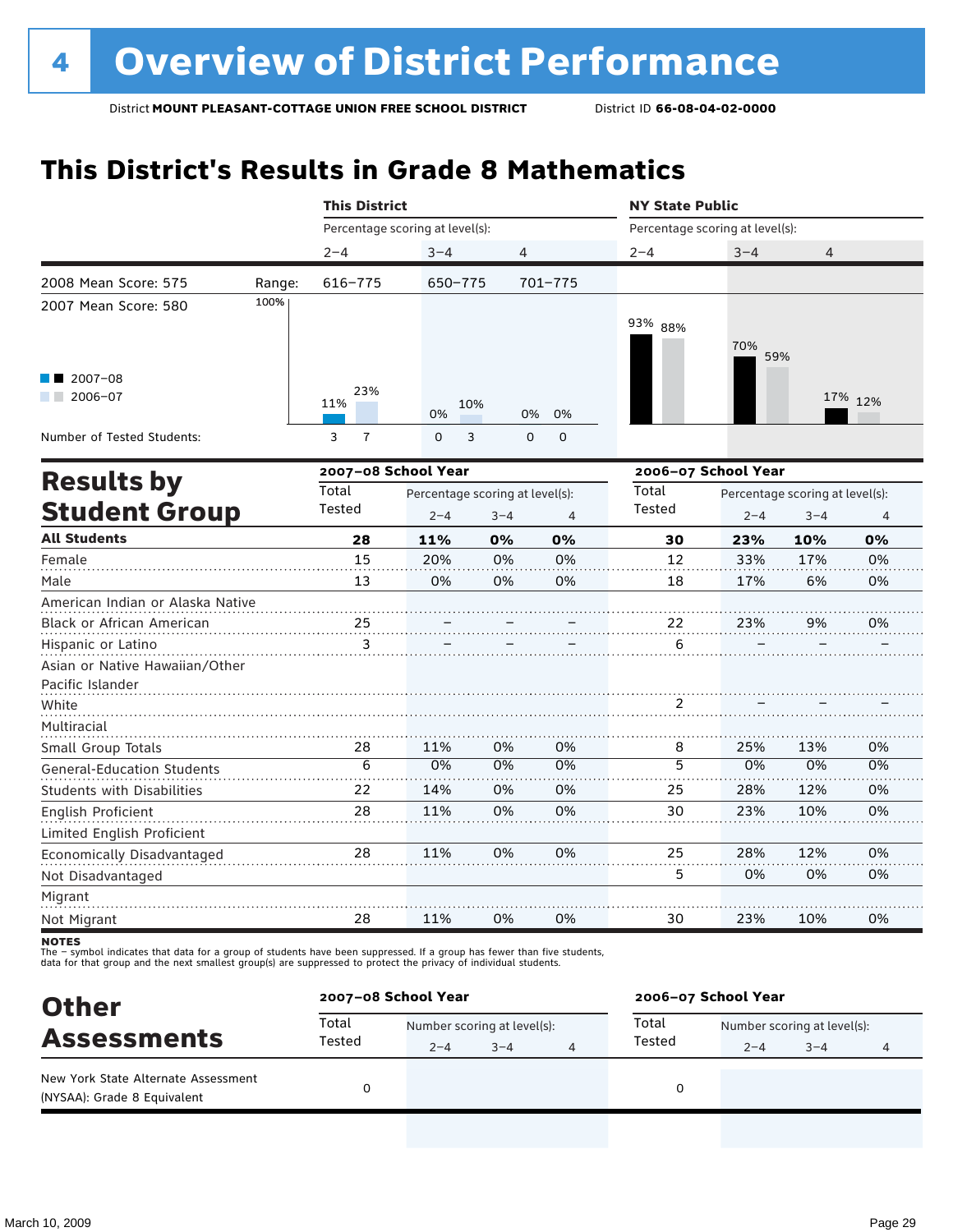# 4 Overview of District Performance

District **MOUNT PLEASANT-COTTAGE UNION FREE SCHOOL DISTRICT** District ID **66-08-04-02-0000**

## This District's Results in Grade 8 Mathematics

| | | This District | | | NY State Public | | |
|---|---|---|---|---|---|---|---|
| | | Percentage scoring at level(s): | | | Percentage scoring at level(s): | | |
| | | 2–4 | 3–4 | 4 | 2–4 | 3–4 | 4 |
| 2008 Mean Score: 575 | Range: | 616–775 | 650–775 | 701–775 | | | |
| 2007 Mean Score: 580 | | | | | | | |
| 2007–08 | | 11% | 0% | 0% | 93% | 70% | 17% |
| 2006–07 | | 23% | 10% | 0% | 88% | 59% | 12% |
| Number of Tested Students: 2007–08 | | 3 | 0 | 0 | | | |
| Number of Tested Students: 2006–07 | | 7 | 3 | 0 | | | |

## Results by Student Group

| | 2007–08 School Year | | | | 2006–07 School Year | | | |
|---|---|---|---|---|---|---|---|---|
| | Total Tested | Percentage scoring at level(s): | | | Total Tested | Percentage scoring at level(s): | | |
| | | 2–4 | 3–4 | 4 | | 2–4 | 3–4 | 4 |
| **All Students** | **28** | **11%** | **0%** | **0%** | **30** | **23%** | **10%** | **0%** |
| Female | 15 | 20% | 0% | 0% | 12 | 33% | 17% | 0% |
| Male | 13 | 0% | 0% | 0% | 18 | 17% | 6% | 0% |
| American Indian or Alaska Native | | | | | | | | |
| Black or African American | 25 | – | – | – | 22 | 23% | 9% | 0% |
| Hispanic or Latino | 3 | – | – | – | 6 | – | – | – |
| Asian or Native Hawaiian/Other Pacific Islander | | | | | | | | |
| White | | | | | 2 | – | – | – |
| Multiracial | | | | | | | | |
| Small Group Totals | 28 | 11% | 0% | 0% | 8 | 25% | 13% | 0% |
| General-Education Students | 6 | 0% | 0% | 0% | 5 | 0% | 0% | 0% |
| Students with Disabilities | 22 | 14% | 0% | 0% | 25 | 28% | 12% | 0% |
| English Proficient | 28 | 11% | 0% | 0% | 30 | 23% | 10% | 0% |
| Limited English Proficient | | | | | | | | |
| Economically Disadvantaged | 28 | 11% | 0% | 0% | 25 | 28% | 12% | 0% |
| Not Disadvantaged | | | | | 5 | 0% | 0% | 0% |
| Migrant | | | | | | | | |
| Not Migrant | 28 | 11% | 0% | 0% | 30 | 23% | 10% | 0% |

**NOTES**
The – symbol indicates that data for a group of students have been suppressed. If a group has fewer than five students, data for that group and the next smallest group(s) are suppressed to protect the privacy of individual students.

## Other Assessments

| | 2007–08 School Year | | | | 2006–07 School Year | | | |
|---|---|---|---|---|---|---|---|---|
| | Total Tested | Number scoring at level(s): | | | Total Tested | Number scoring at level(s): | | |
| | | 2–4 | 3–4 | 4 | | 2–4 | 3–4 | 4 |
| New York State Alternate Assessment (NYSAA): Grade 8 Equivalent | 0 | | | | 0 | | | |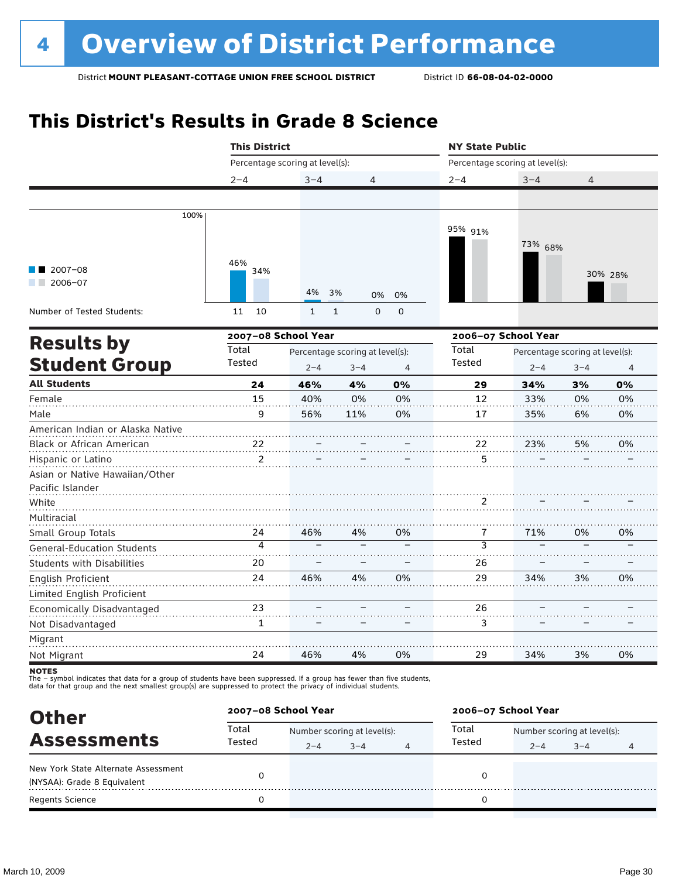# 4 Overview of District Performance

District **MOUNT PLEASANT-COTTAGE UNION FREE SCHOOL DISTRICT** District ID **66-08-04-02-0000**

## This District's Results in Grade 8 Science

| | This District | | | NY State Public | | |
|---|---|---|---|---|---|---|
| | Percentage scoring at level(s): | | | Percentage scoring at level(s): | | |
| | 2–4 | 3–4 | 4 | 2–4 | 3–4 | 4 |
| 2007–08 | 46% | 4% | 0% | 95% | 73% | 30% |
| 2006–07 | 34% | 3% | 0% | 91% | 68% | 28% |
| Number of Tested Students: | 11 / 10 | 1 / 1 | 0 / 0 | | | |

## Results by Student Group

| | 2007–08 School Year | | | | 2006–07 School Year | | | |
|---|---|---|---|---|---|---|---|---|
| | Total Tested | Percentage scoring at level(s): | | | Total Tested | Percentage scoring at level(s): | | |
| | | 2–4 | 3–4 | 4 | | 2–4 | 3–4 | 4 |
| **All Students** | **24** | **46%** | **4%** | **0%** | **29** | **34%** | **3%** | **0%** |
| Female | 15 | 40% | 0% | 0% | 12 | 33% | 0% | 0% |
| Male | 9 | 56% | 11% | 0% | 17 | 35% | 6% | 0% |
| American Indian or Alaska Native | | | | | | | | |
| Black or African American | 22 | – | – | – | 22 | 23% | 5% | 0% |
| Hispanic or Latino | 2 | – | – | – | 5 | – | – | – |
| Asian or Native Hawaiian/Other Pacific Islander | | | | | | | | |
| White | | | | | 2 | – | – | – |
| Multiracial | | | | | | | | |
| Small Group Totals | 24 | 46% | 4% | 0% | 7 | 71% | 0% | 0% |
| General-Education Students | 4 | – | – | – | 3 | – | – | – |
| Students with Disabilities | 20 | – | – | – | 26 | – | – | – |
| English Proficient | 24 | 46% | 4% | 0% | 29 | 34% | 3% | 0% |
| Limited English Proficient | | | | | | | | |
| Economically Disadvantaged | 23 | – | – | – | 26 | – | – | – |
| Not Disadvantaged | 1 | – | – | – | 3 | – | – | – |
| Migrant | | | | | | | | |
| Not Migrant | 24 | 46% | 4% | 0% | 29 | 34% | 3% | 0% |

**NOTES**
The – symbol indicates that data for a group of students have been suppressed. If a group has fewer than five students, data for that group and the next smallest group(s) are suppressed to protect the privacy of individual students.

## Other Assessments

| | 2007–08 School Year | | | | 2006–07 School Year | | | |
|---|---|---|---|---|---|---|---|---|
| | Total Tested | Number scoring at level(s): | | | Total Tested | Number scoring at level(s): | | |
| | | 2–4 | 3–4 | 4 | | 2–4 | 3–4 | 4 |
| New York State Alternate Assessment (NYSAA): Grade 8 Equivalent | 0 | | | | 0 | | | |
| Regents Science | 0 | | | | 0 | | | |

March 10, 2009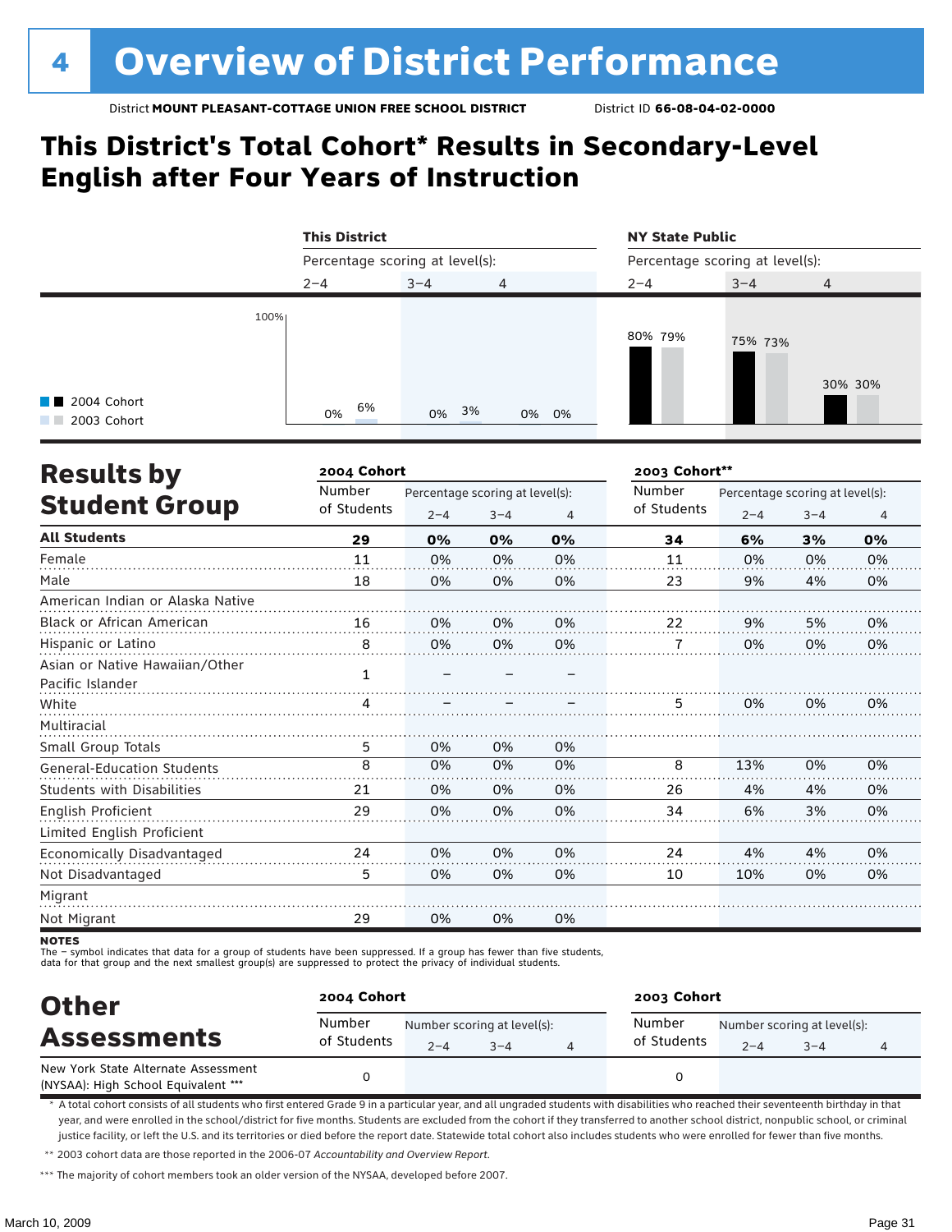# 4 Overview of District Performance

District **MOUNT PLEASANT-COTTAGE UNION FREE SCHOOL DISTRICT** District ID **66-08-04-02-0000**

## This District's Total Cohort* Results in Secondary-Level English after Four Years of Instruction

| | This District | | | NY State Public | | |
|---|---|---|---|---|---|---|
| | Percentage scoring at level(s): | | | Percentage scoring at level(s): | | |
| | 2–4 | 3–4 | 4 | 2–4 | 3–4 | 4 |
| 2004 Cohort | 0% | 0% | 0% | 80% | 75% | 30% |
| 2003 Cohort | 6% | 3% | 0% | 79% | 73% | 30% |

## Results by Student Group

| | 2004 Cohort | | | | 2003 Cohort** | | | |
|---|---|---|---|---|---|---|---|---|
| | Number of Students | Percentage scoring at level(s): | | | Number of Students | Percentage scoring at level(s): | | |
| | | 2–4 | 3–4 | 4 | | 2–4 | 3–4 | 4 |
| **All Students** | **29** | **0%** | **0%** | **0%** | **34** | **6%** | **3%** | **0%** |
| Female | 11 | 0% | 0% | 0% | 11 | 0% | 0% | 0% |
| Male | 18 | 0% | 0% | 0% | 23 | 9% | 4% | 0% |
| American Indian or Alaska Native | | | | | | | | |
| Black or African American | 16 | 0% | 0% | 0% | 22 | 9% | 5% | 0% |
| Hispanic or Latino | 8 | 0% | 0% | 0% | 7 | 0% | 0% | 0% |
| Asian or Native Hawaiian/Other Pacific Islander | 1 | – | – | – | | | | |
| White | 4 | – | – | – | 5 | 0% | 0% | 0% |
| Multiracial | | | | | | | | |
| Small Group Totals | 5 | 0% | 0% | 0% | | | | |
| General-Education Students | 8 | 0% | 0% | 0% | 8 | 13% | 0% | 0% |
| Students with Disabilities | 21 | 0% | 0% | 0% | 26 | 4% | 4% | 0% |
| English Proficient | 29 | 0% | 0% | 0% | 34 | 6% | 3% | 0% |
| Limited English Proficient | | | | | | | | |
| Economically Disadvantaged | 24 | 0% | 0% | 0% | 24 | 4% | 4% | 0% |
| Not Disadvantaged | 5 | 0% | 0% | 0% | 10 | 10% | 0% | 0% |
| Migrant | | | | | | | | |
| Not Migrant | 29 | 0% | 0% | 0% | | | | |

**NOTES**
The – symbol indicates that data for a group of students have been suppressed. If a group has fewer than five students, data for that group and the next smallest group(s) are suppressed to protect the privacy of individual students.

## Other Assessments

| | 2004 Cohort | | | | 2003 Cohort | | | |
|---|---|---|---|---|---|---|---|---|
| | Number of Students | Number scoring at level(s): | | | Number of Students | Number scoring at level(s): | | |
| | | 2–4 | 3–4 | 4 | | 2–4 | 3–4 | 4 |
| New York State Alternate Assessment (NYSAA): High School Equivalent *** | 0 | | | | 0 | | | |

\* A total cohort consists of all students who first entered Grade 9 in a particular year, and all ungraded students with disabilities who reached their seventeenth birthday in that year, and were enrolled in the school/district for five months. Students are excluded from the cohort if they transferred to another school district, nonpublic school, or criminal justice facility, or left the U.S. and its territories or died before the report date. Statewide total cohort also includes students who were enrolled for fewer than five months.

\*\* 2003 cohort data are those reported in the 2006-07 *Accountability and Overview Report*.

\*\*\* The majority of cohort members took an older version of the NYSAA, developed before 2007.

March 10, 2009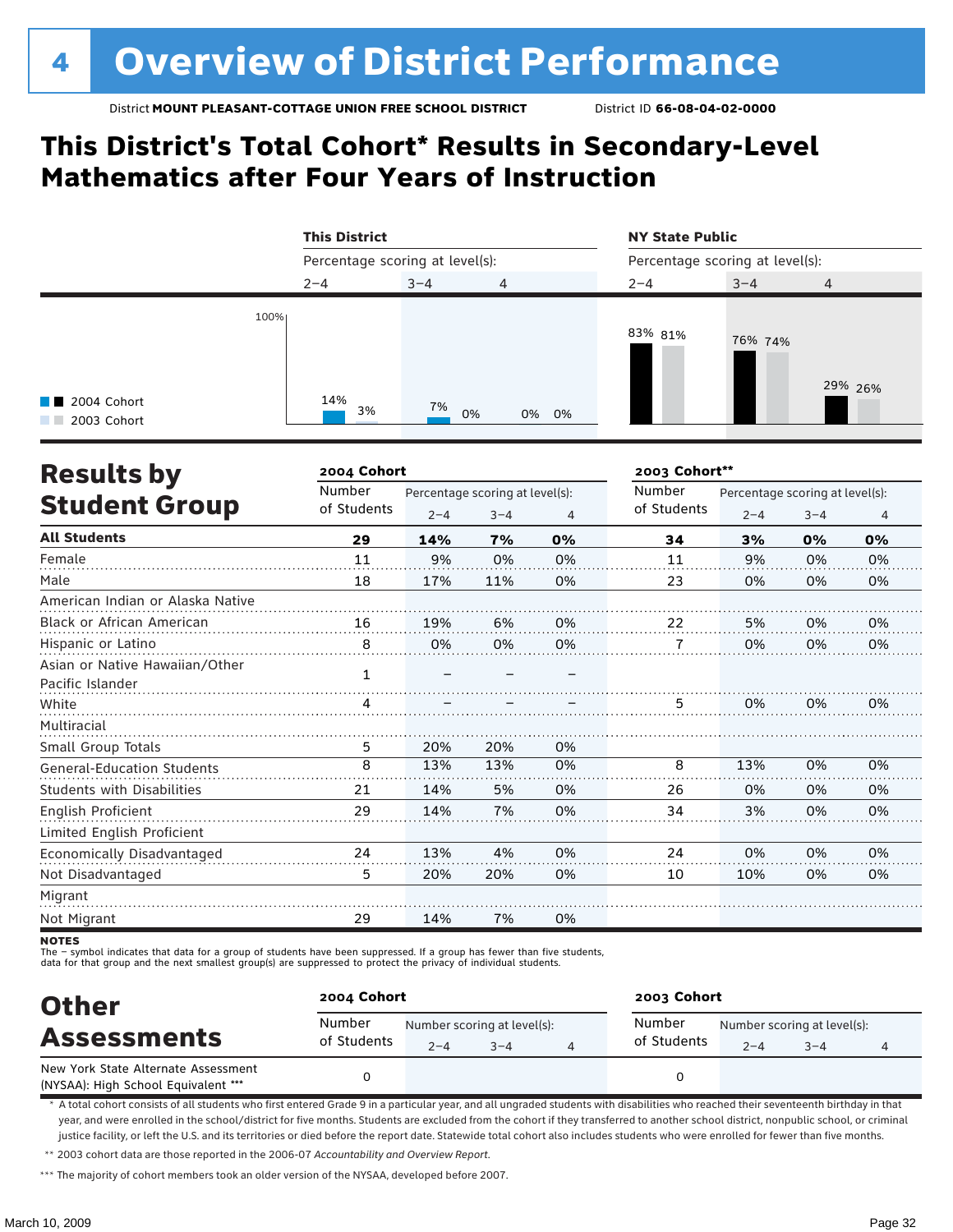# 4 Overview of District Performance

District **MOUNT PLEASANT-COTTAGE UNION FREE SCHOOL DISTRICT** District ID **66-08-04-02-0000**

## This District's Total Cohort* Results in Secondary-Level Mathematics after Four Years of Instruction

**This District**
Percentage scoring at level(s):
2–4 3–4 4
100%
14% 3%
7% 0%
0% 0%

**NY State Public**
Percentage scoring at level(s):
2–4 3–4 4
83% 81%
76% 74%
29% 26%

2004 Cohort
2003 Cohort

## Results by Student Group

| | 2004 Cohort | | | | 2003 Cohort** | | | |
|---|---|---|---|---|---|---|---|---|
| | Number of Students | Percentage scoring at level(s): 2–4 | 3–4 | 4 | Number of Students | Percentage scoring at level(s): 2–4 | 3–4 | 4 |
| **All Students** | **29** | **14%** | **7%** | **0%** | **34** | **3%** | **0%** | **0%** |
| Female | 11 | 9% | 0% | 0% | 11 | 9% | 0% | 0% |
| Male | 18 | 17% | 11% | 0% | 23 | 0% | 0% | 0% |
| American Indian or Alaska Native | | | | | | | | |
| Black or African American | 16 | 19% | 6% | 0% | 22 | 5% | 0% | 0% |
| Hispanic or Latino | 8 | 0% | 0% | 0% | 7 | 0% | 0% | 0% |
| Asian or Native Hawaiian/Other Pacific Islander | 1 | – | – | – | | | | |
| White | 4 | – | – | – | 5 | 0% | 0% | 0% |
| Multiracial | | | | | | | | |
| Small Group Totals | 5 | 20% | 20% | 0% | | | | |
| General-Education Students | 8 | 13% | 13% | 0% | 8 | 13% | 0% | 0% |
| Students with Disabilities | 21 | 14% | 5% | 0% | 26 | 0% | 0% | 0% |
| English Proficient | 29 | 14% | 7% | 0% | 34 | 3% | 0% | 0% |
| Limited English Proficient | | | | | | | | |
| Economically Disadvantaged | 24 | 13% | 4% | 0% | 24 | 0% | 0% | 0% |
| Not Disadvantaged | 5 | 20% | 20% | 0% | 10 | 10% | 0% | 0% |
| Migrant | | | | | | | | |
| Not Migrant | 29 | 14% | 7% | 0% | | | | |

**NOTES**
The – symbol indicates that data for a group of students have been suppressed. If a group has fewer than five students, data for that group and the next smallest group(s) are suppressed to protect the privacy of individual students.

## Other Assessments

| | 2004 Cohort | | | | 2003 Cohort | | | |
|---|---|---|---|---|---|---|---|---|
| | Number of Students | Number scoring at level(s): 2–4 | 3–4 | 4 | Number of Students | Number scoring at level(s): 2–4 | 3–4 | 4 |
| New York State Alternate Assessment (NYSAA): High School Equivalent *** | 0 | | | | 0 | | | |

\* A total cohort consists of all students who first entered Grade 9 in a particular year, and all ungraded students with disabilities who reached their seventeenth birthday in that year, and were enrolled in the school/district for five months. Students are excluded from the cohort if they transferred to another school district, nonpublic school, or criminal justice facility, or left the U.S. and its territories or died before the report date. Statewide total cohort also includes students who were enrolled for fewer than five months.

\*\* 2003 cohort data are those reported in the 2006-07 *Accountability and Overview Report*.

\*\*\* The majority of cohort members took an older version of the NYSAA, developed before 2007.

March 10, 2009